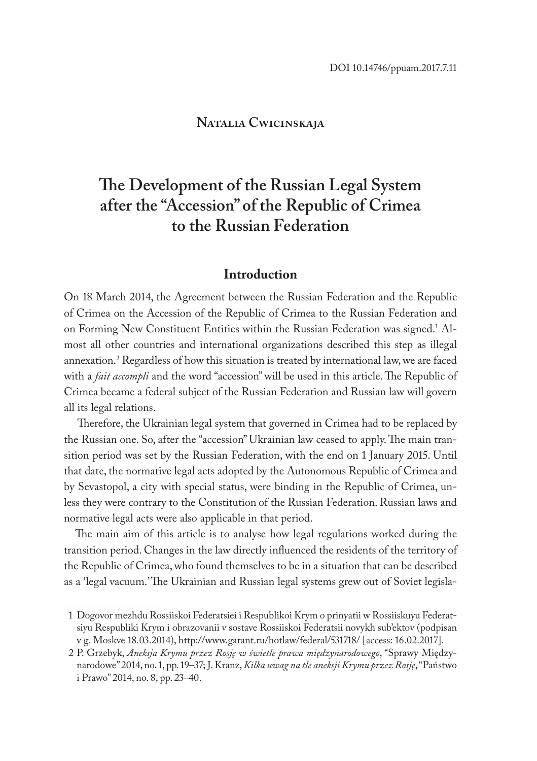DOI 10.14746/ppuam.2017.7.11

**Natalia Cwicinskaja**

# The Development of the Russian Legal System after the "Accession" of the Republic of Crimea to the Russian Federation

## Introduction

On 18 March 2014, the Agreement between the Russian Federation and the Republic of Crimea on the Accession of the Republic of Crimea to the Russian Federation and on Forming New Constituent Entities within the Russian Federation was signed.[1] Almost all other countries and international organizations described this step as illegal annexation.[2] Regardless of how this situation is treated by international law, we are faced with a *fait accompli* and the word "accession" will be used in this article. The Republic of Crimea became a federal subject of the Russian Federation and Russian law will govern all its legal relations.

Therefore, the Ukrainian legal system that governed in Crimea had to be replaced by the Russian one. So, after the "accession" Ukrainian law ceased to apply. The main transition period was set by the Russian Federation, with the end on 1 January 2015. Until that date, the normative legal acts adopted by the Autonomous Republic of Crimea and by Sevastopol, a city with special status, were binding in the Republic of Crimea, unless they were contrary to the Constitution of the Russian Federation. Russian laws and normative legal acts were also applicable in that period.

The main aim of this article is to analyse how legal regulations worked during the transition period. Changes in the law directly influenced the residents of the territory of the Republic of Crimea, who found themselves to be in a situation that can be described as a 'legal vacuum.' The Ukrainian and Russian legal systems grew out of Soviet legisla-

---

1 Dogovor mezhdu Rossiiskoi Federatsiei i Respublikoi Krym o prinyatii w Rossiiskuyu Federatsiyu Respubliki Krym i obrazovanii v sostave Rossiiskoi Federatsii novykh sub'ektov (podpisan v g. Moskve 18.03.2014), http://www.garant.ru/hotlaw/federal/531718/ [access: 16.02.2017].

2 P. Grzebyk, *Aneksja Krymu przez Rosję w świetle prawa międzynarodowego*, "Sprawy Międzynarodowe" 2014, no. 1, pp. 19–37; J. Kranz, *Kilka uwag na tle aneksji Krymu przez Rosję*, "Państwo i Prawo" 2014, no. 8, pp. 23–40.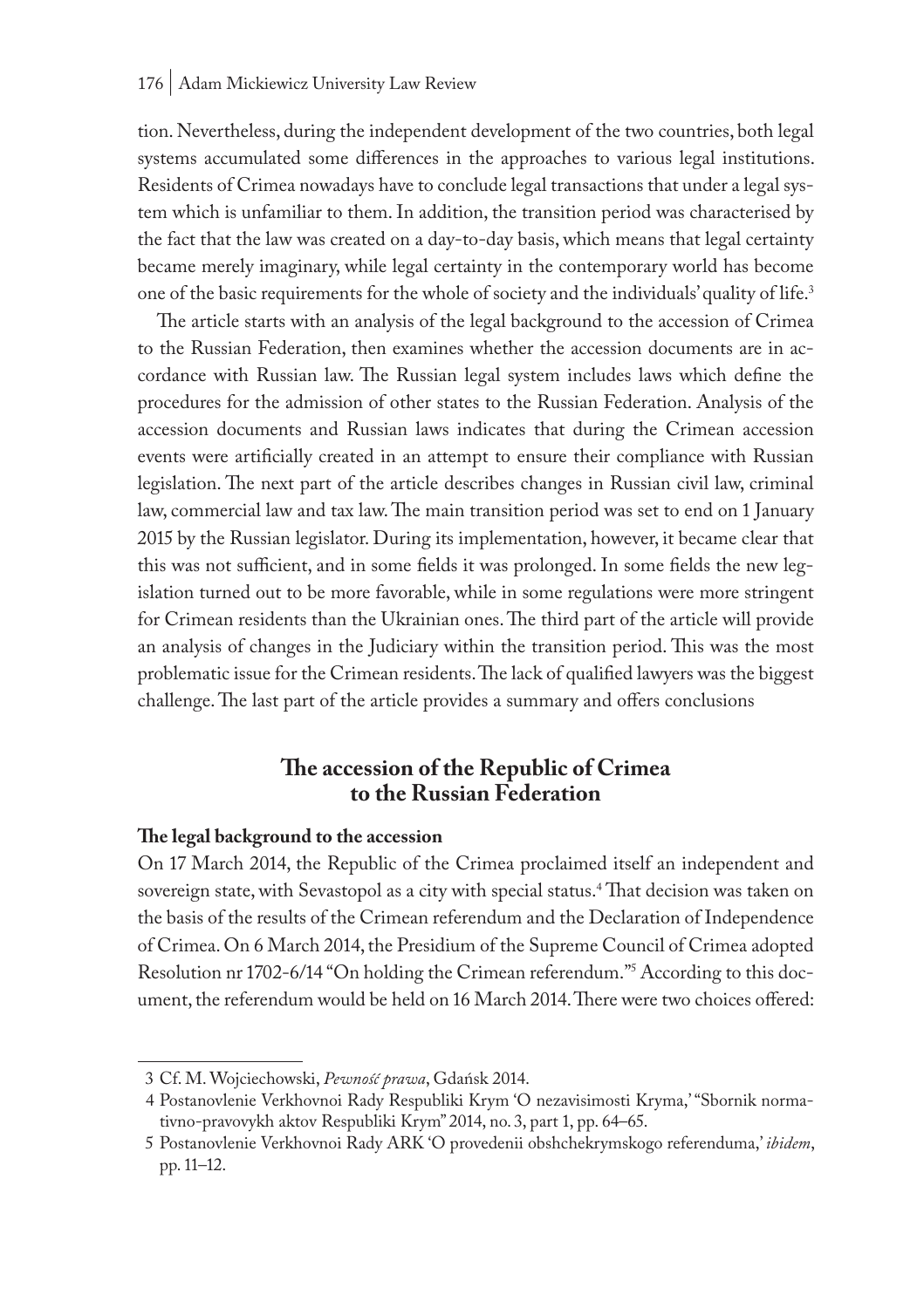tion. Nevertheless, during the independent development of the two countries, both legal systems accumulated some differences in the approaches to various legal institutions. Residents of Crimea nowadays have to conclude legal transactions that under a legal system which is unfamiliar to them. In addition, the transition period was characterised by the fact that the law was created on a day-to-day basis, which means that legal certainty became merely imaginary, while legal certainty in the contemporary world has become one of the basic requirements for the whole of society and the individuals' quality of life.[3]

The article starts with an analysis of the legal background to the accession of Crimea to the Russian Federation, then examines whether the accession documents are in accordance with Russian law. The Russian legal system includes laws which define the procedures for the admission of other states to the Russian Federation. Analysis of the accession documents and Russian laws indicates that during the Crimean accession events were artificially created in an attempt to ensure their compliance with Russian legislation. The next part of the article describes changes in Russian civil law, criminal law, commercial law and tax law. The main transition period was set to end on 1 January 2015 by the Russian legislator. During its implementation, however, it became clear that this was not sufficient, and in some fields it was prolonged. In some fields the new legislation turned out to be more favorable, while in some regulations were more stringent for Crimean residents than the Ukrainian ones. The third part of the article will provide an analysis of changes in the Judiciary within the transition period. This was the most problematic issue for the Crimean residents. The lack of qualified lawyers was the biggest challenge. The last part of the article provides a summary and offers conclusions

## The accession of the Republic of Crimea to the Russian Federation

### The legal background to the accession

On 17 March 2014, the Republic of the Crimea proclaimed itself an independent and sovereign state, with Sevastopol as a city with special status.[4] That decision was taken on the basis of the results of the Crimean referendum and the Declaration of Independence of Crimea. On 6 March 2014, the Presidium of the Supreme Council of Crimea adopted Resolution nr 1702-6/14 "On holding the Crimean referendum."[5] According to this document, the referendum would be held on 16 March 2014. There were two choices offered:

---

3 Cf. M. Wojciechowski, *Pewność prawa*, Gdańsk 2014.

4 Postanovlenie Verkhovnoi Rady Respubliki Krym 'O nezavisimosti Kryma,' "Sbornik normativno-pravovykh aktov Respubliki Krym" 2014, no. 3, part 1, pp. 64–65.

5 Postanovlenie Verkhovnoi Rady ARK 'O provedenii obshchekrymskogo referenduma,' *ibidem*, pp. 11–12.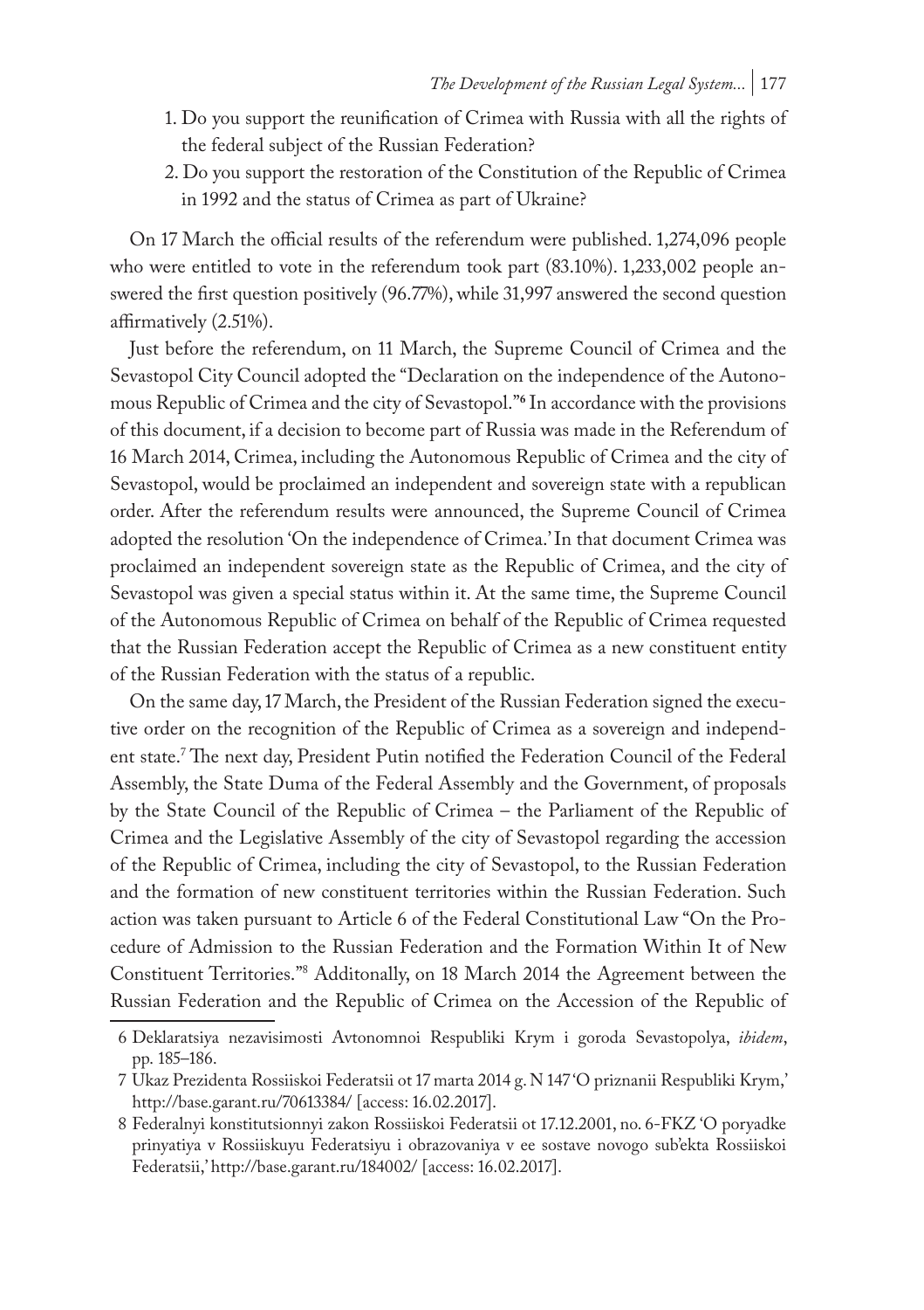1. Do you support the reunification of Crimea with Russia with all the rights of the federal subject of the Russian Federation?
2. Do you support the restoration of the Constitution of the Republic of Crimea in 1992 and the status of Crimea as part of Ukraine?

On 17 March the official results of the referendum were published. 1,274,096 people who were entitled to vote in the referendum took part (83.10%). 1,233,002 people answered the first question positively (96.77%), while 31,997 answered the second question affirmatively (2.51%).

Just before the referendum, on 11 March, the Supreme Council of Crimea and the Sevastopol City Council adopted the "Declaration on the independence of the Autonomous Republic of Crimea and the city of Sevastopol."[6] In accordance with the provisions of this document, if a decision to become part of Russia was made in the Referendum of 16 March 2014, Crimea, including the Autonomous Republic of Crimea and the city of Sevastopol, would be proclaimed an independent and sovereign state with a republican order. After the referendum results were announced, the Supreme Council of Crimea adopted the resolution 'On the independence of Crimea.' In that document Crimea was proclaimed an independent sovereign state as the Republic of Crimea, and the city of Sevastopol was given a special status within it. At the same time, the Supreme Council of the Autonomous Republic of Crimea on behalf of the Republic of Crimea requested that the Russian Federation accept the Republic of Crimea as a new constituent entity of the Russian Federation with the status of a republic.

On the same day, 17 March, the President of the Russian Federation signed the executive order on the recognition of the Republic of Crimea as a sovereign and independent state.[7] The next day, President Putin notified the Federation Council of the Federal Assembly, the State Duma of the Federal Assembly and the Government, of proposals by the State Council of the Republic of Crimea – the Parliament of the Republic of Crimea and the Legislative Assembly of the city of Sevastopol regarding the accession of the Republic of Crimea, including the city of Sevastopol, to the Russian Federation and the formation of new constituent territories within the Russian Federation. Such action was taken pursuant to Article 6 of the Federal Constitutional Law "On the Procedure of Admission to the Russian Federation and the Formation Within It of New Constituent Territories."[8] Additonally, on 18 March 2014 the Agreement between the Russian Federation and the Republic of Crimea on the Accession of the Republic of

---

6 Deklaratsiya nezavisimosti Avtonomnoi Respubliki Krym i goroda Sevastopolya, *ibidem*, pp. 185–186.

7 Ukaz Prezidenta Rossiiskoi Federatsii ot 17 marta 2014 g. N 147 'O priznanii Respubliki Krym,' http://base.garant.ru/70613384/ [access: 16.02.2017].

8 Federalnyi konstitutsionnyi zakon Rossiiskoi Federatsii ot 17.12.2001, no. 6-FKZ 'O poryadke prinyatiya v Rossiiskuyu Federatsiyu i obrazovaniya v ee sostave novogo sub'ekta Rossiiskoi Federatsii,' http://base.garant.ru/184002/ [access: 16.02.2017].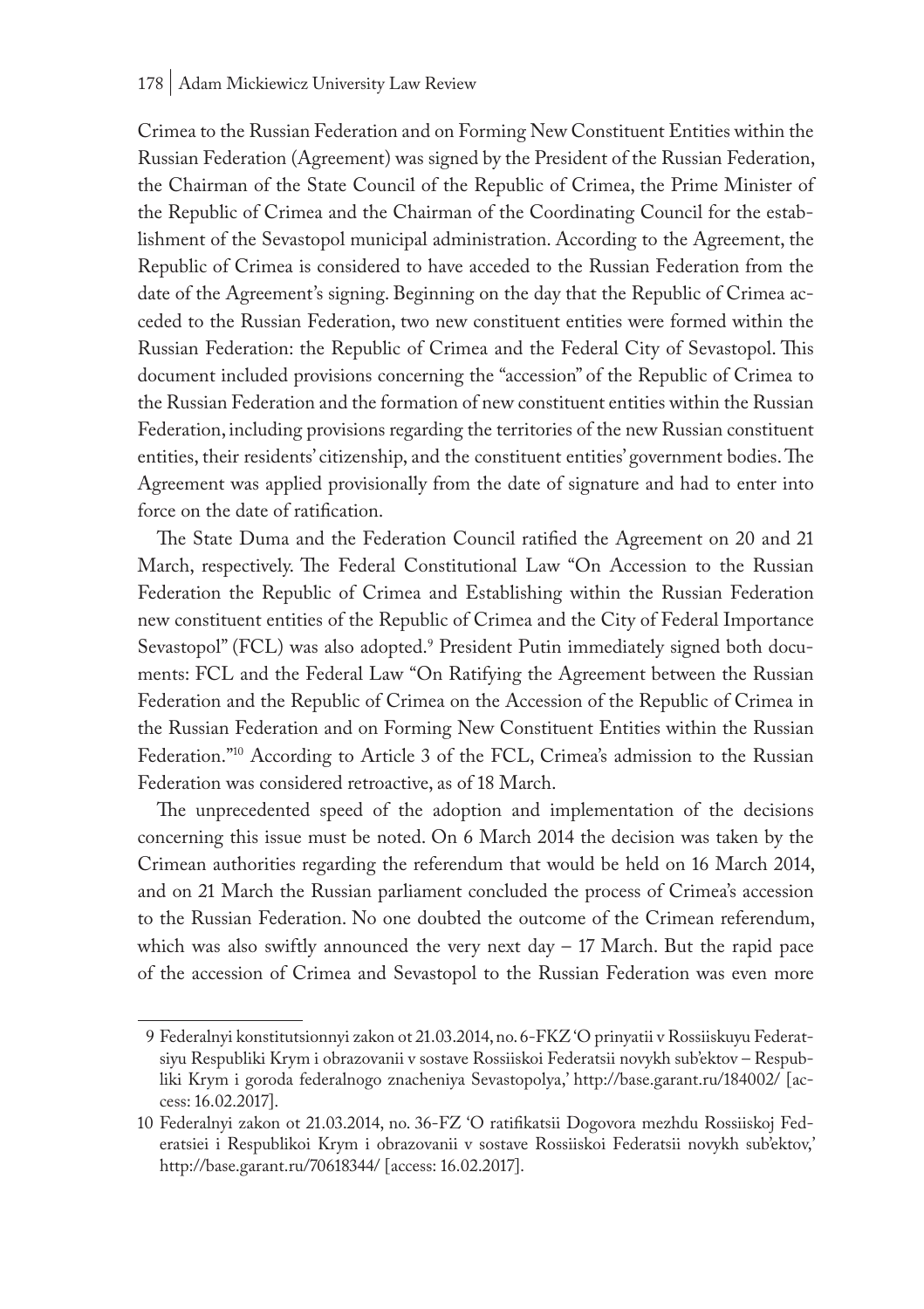Crimea to the Russian Federation and on Forming New Constituent Entities within the Russian Federation (Agreement) was signed by the President of the Russian Federation, the Chairman of the State Council of the Republic of Crimea, the Prime Minister of the Republic of Crimea and the Chairman of the Coordinating Council for the establishment of the Sevastopol municipal administration. According to the Agreement, the Republic of Crimea is considered to have acceded to the Russian Federation from the date of the Agreement's signing. Beginning on the day that the Republic of Crimea acceded to the Russian Federation, two new constituent entities were formed within the Russian Federation: the Republic of Crimea and the Federal City of Sevastopol. This document included provisions concerning the "accession" of the Republic of Crimea to the Russian Federation and the formation of new constituent entities within the Russian Federation, including provisions regarding the territories of the new Russian constituent entities, their residents' citizenship, and the constituent entities' government bodies. The Agreement was applied provisionally from the date of signature and had to enter into force on the date of ratification.

The State Duma and the Federation Council ratified the Agreement on 20 and 21 March, respectively. The Federal Constitutional Law "On Accession to the Russian Federation the Republic of Crimea and Establishing within the Russian Federation new constituent entities of the Republic of Crimea and the City of Federal Importance Sevastopol" (FCL) was also adopted.[9] President Putin immediately signed both documents: FCL and the Federal Law "On Ratifying the Agreement between the Russian Federation and the Republic of Crimea on the Accession of the Republic of Crimea in the Russian Federation and on Forming New Constituent Entities within the Russian Federation."[10] According to Article 3 of the FCL, Crimea's admission to the Russian Federation was considered retroactive, as of 18 March.

The unprecedented speed of the adoption and implementation of the decisions concerning this issue must be noted. On 6 March 2014 the decision was taken by the Crimean authorities regarding the referendum that would be held on 16 March 2014, and on 21 March the Russian parliament concluded the process of Crimea's accession to the Russian Federation. No one doubted the outcome of the Crimean referendum, which was also swiftly announced the very next day – 17 March. But the rapid pace of the accession of Crimea and Sevastopol to the Russian Federation was even more

9 Federalnyi konstitutsionnyi zakon ot 21.03.2014, no. 6-FKZ 'O prinyatii v Rossiiskuyu Federatsiyu Respubliki Krym i obrazovanii v sostave Rossiiskoi Federatsii novykh sub'ektov – Respubliki Krym i goroda federalnogo znacheniya Sevastopolya,' http://base.garant.ru/184002/ [access: 16.02.2017].

10 Federalnyi zakon ot 21.03.2014, no. 36-FZ 'O ratifikatsii Dogovora mezhdu Rossiiskoj Federatsiei i Respublikoi Krym i obrazovanii v sostave Rossiiskoi Federatsii novykh sub'ektov,' http://base.garant.ru/70618344/ [access: 16.02.2017].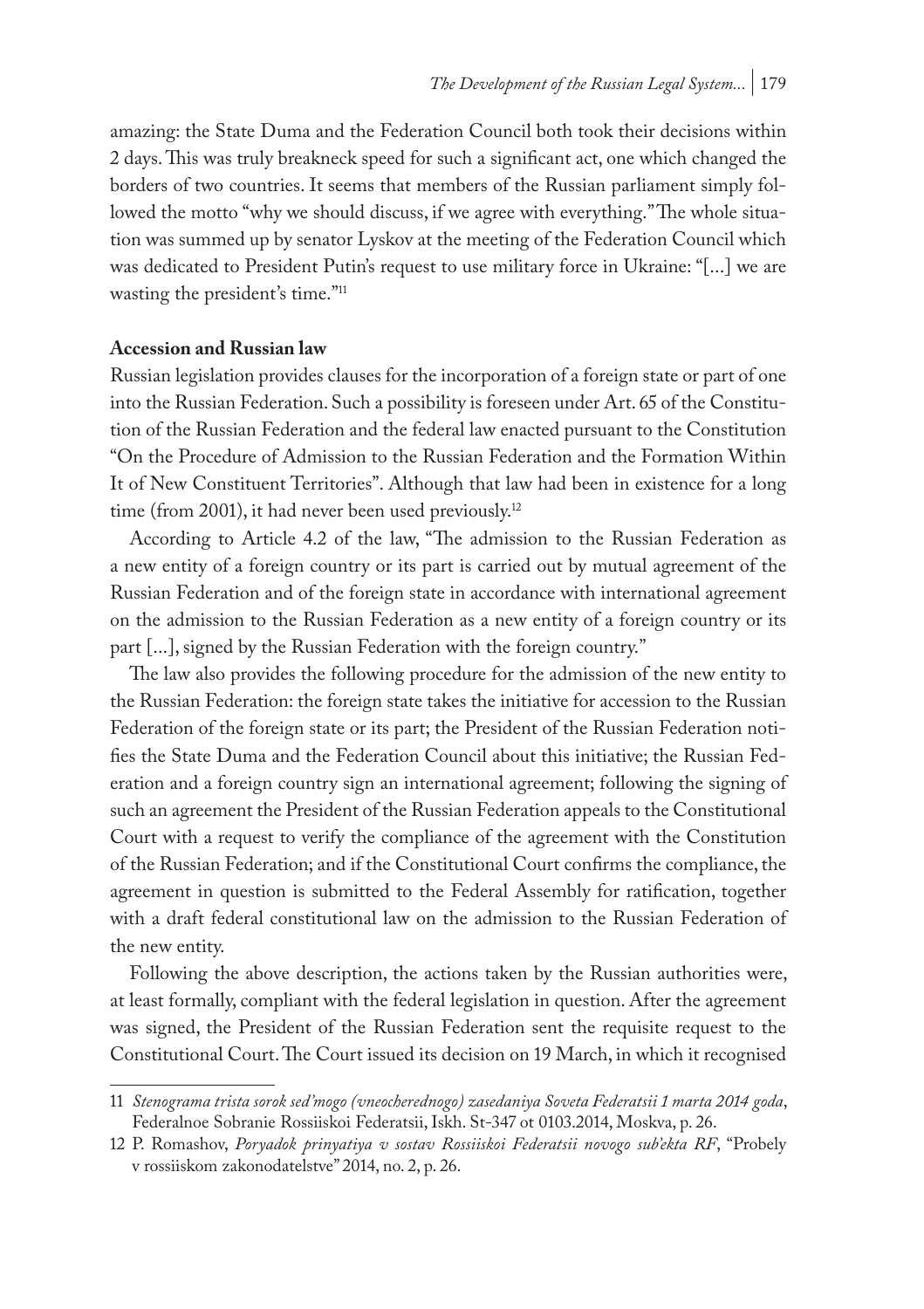amazing: the State Duma and the Federation Council both took their decisions within 2 days. This was truly breakneck speed for such a significant act, one which changed the borders of two countries. It seems that members of the Russian parliament simply followed the motto "why we should discuss, if we agree with everything." The whole situation was summed up by senator Lyskov at the meeting of the Federation Council which was dedicated to President Putin's request to use military force in Ukraine: "[...] we are wasting the president's time."[11]

**Accession and Russian law**

Russian legislation provides clauses for the incorporation of a foreign state or part of one into the Russian Federation. Such a possibility is foreseen under Art. 65 of the Constitution of the Russian Federation and the federal law enacted pursuant to the Constitution "On the Procedure of Admission to the Russian Federation and the Formation Within It of New Constituent Territories". Although that law had been in existence for a long time (from 2001), it had never been used previously.[12]

According to Article 4.2 of the law, "The admission to the Russian Federation as a new entity of a foreign country or its part is carried out by mutual agreement of the Russian Federation and of the foreign state in accordance with international agreement on the admission to the Russian Federation as a new entity of a foreign country or its part [...], signed by the Russian Federation with the foreign country."

The law also provides the following procedure for the admission of the new entity to the Russian Federation: the foreign state takes the initiative for accession to the Russian Federation of the foreign state or its part; the President of the Russian Federation notifies the State Duma and the Federation Council about this initiative; the Russian Federation and a foreign country sign an international agreement; following the signing of such an agreement the President of the Russian Federation appeals to the Constitutional Court with a request to verify the compliance of the agreement with the Constitution of the Russian Federation; and if the Constitutional Court confirms the compliance, the agreement in question is submitted to the Federal Assembly for ratification, together with a draft federal constitutional law on the admission to the Russian Federation of the new entity.

Following the above description, the actions taken by the Russian authorities were, at least formally, compliant with the federal legislation in question. After the agreement was signed, the President of the Russian Federation sent the requisite request to the Constitutional Court. The Court issued its decision on 19 March, in which it recognised

---

11 *Stenograma trista sorok sed'mogo (vneocherednogo) zasedaniya Soveta Federatsii 1 marta 2014 goda*, Federalnoe Sobranie Rossiiskoi Federatsii, Iskh. St-347 ot 0103.2014, Moskva, p. 26.

12 P. Romashov, *Poryadok prinyatiya v sostav Rossiiskoi Federatsii novogo sub'ekta RF*, "Probely v rossiiskom zakonodatelstve" 2014, no. 2, p. 26.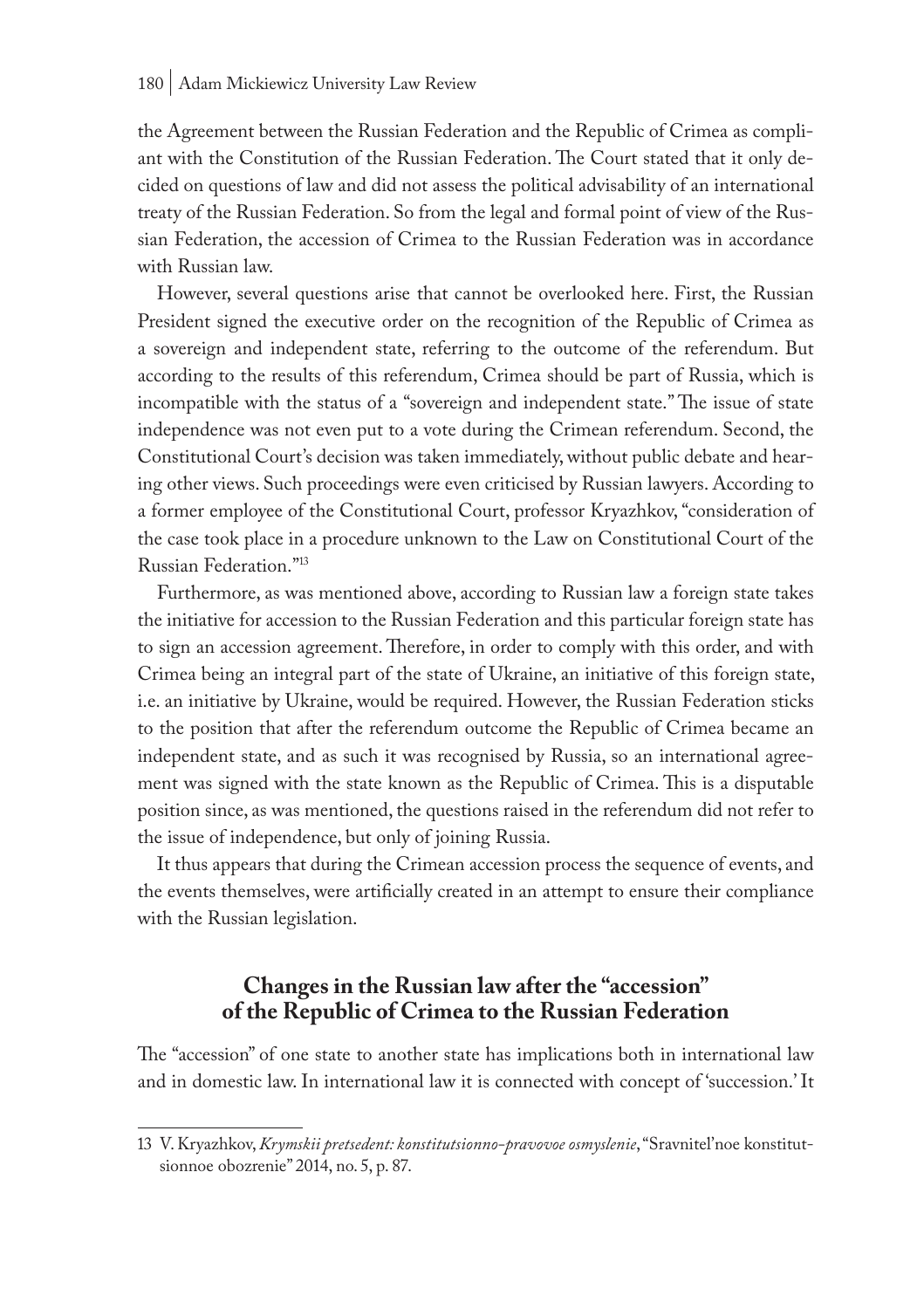the Agreement between the Russian Federation and the Republic of Crimea as compliant with the Constitution of the Russian Federation. The Court stated that it only decided on questions of law and did not assess the political advisability of an international treaty of the Russian Federation. So from the legal and formal point of view of the Russian Federation, the accession of Crimea to the Russian Federation was in accordance with Russian law.

However, several questions arise that cannot be overlooked here. First, the Russian President signed the executive order on the recognition of the Republic of Crimea as a sovereign and independent state, referring to the outcome of the referendum. But according to the results of this referendum, Crimea should be part of Russia, which is incompatible with the status of a "sovereign and independent state." The issue of state independence was not even put to a vote during the Crimean referendum. Second, the Constitutional Court's decision was taken immediately, without public debate and hearing other views. Such proceedings were even criticised by Russian lawyers. According to a former employee of the Constitutional Court, professor Kryazhkov, "consideration of the case took place in a procedure unknown to the Law on Constitutional Court of the Russian Federation."[13]

Furthermore, as was mentioned above, according to Russian law a foreign state takes the initiative for accession to the Russian Federation and this particular foreign state has to sign an accession agreement. Therefore, in order to comply with this order, and with Crimea being an integral part of the state of Ukraine, an initiative of this foreign state, i.e. an initiative by Ukraine, would be required. However, the Russian Federation sticks to the position that after the referendum outcome the Republic of Crimea became an independent state, and as such it was recognised by Russia, so an international agreement was signed with the state known as the Republic of Crimea. This is a disputable position since, as was mentioned, the questions raised in the referendum did not refer to the issue of independence, but only of joining Russia.

It thus appears that during the Crimean accession process the sequence of events, and the events themselves, were artificially created in an attempt to ensure their compliance with the Russian legislation.

## Changes in the Russian law after the "accession" of the Republic of Crimea to the Russian Federation

The "accession" of one state to another state has implications both in international law and in domestic law. In international law it is connected with concept of 'succession.' It

---

13 V. Kryazhkov, *Krymskii pretsedent: konstitutsionno-pravovoe osmyslenie*, "Sravnitel'noe konstitutsionnoe obozrenie" 2014, no. 5, p. 87.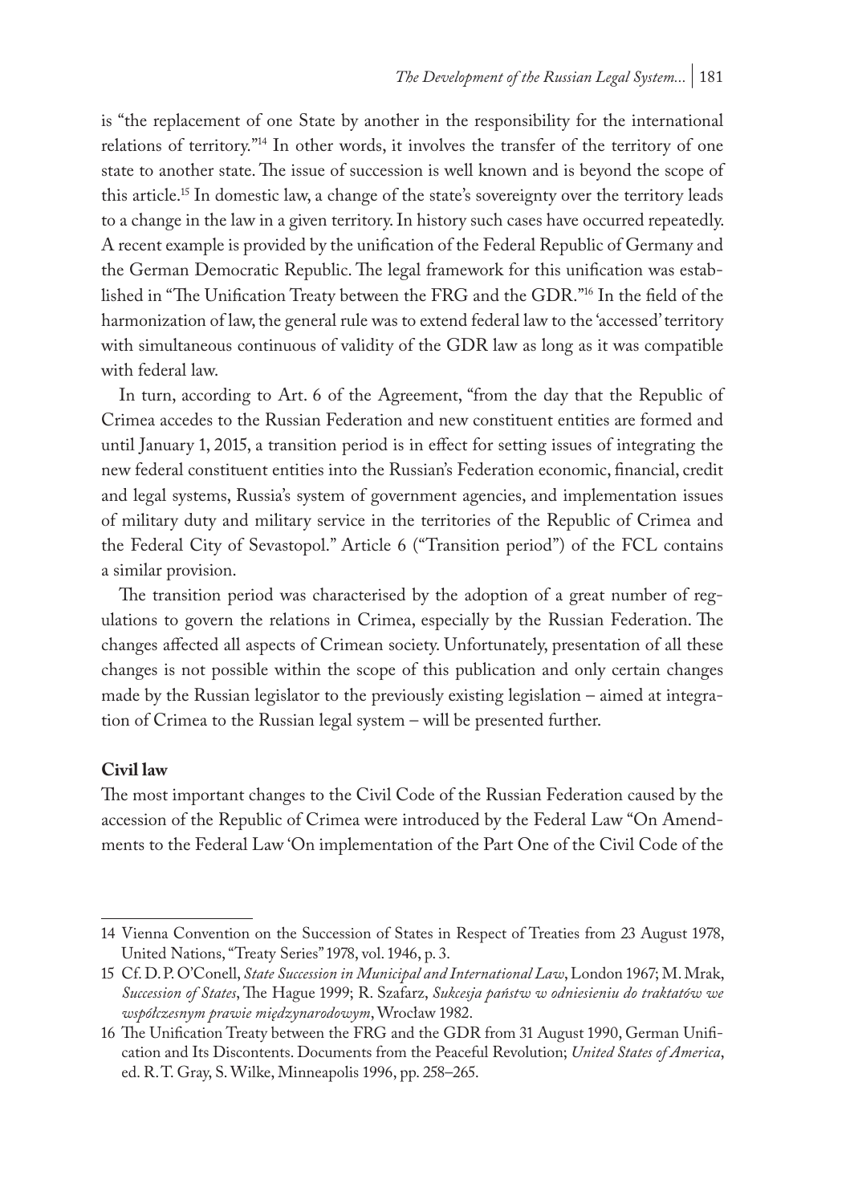is "the replacement of one State by another in the responsibility for the international relations of territory."[14] In other words, it involves the transfer of the territory of one state to another state. The issue of succession is well known and is beyond the scope of this article.[15] In domestic law, a change of the state's sovereignty over the territory leads to a change in the law in a given territory. In history such cases have occurred repeatedly. A recent example is provided by the unification of the Federal Republic of Germany and the German Democratic Republic. The legal framework for this unification was established in "The Unification Treaty between the FRG and the GDR."[16] In the field of the harmonization of law, the general rule was to extend federal law to the 'accessed' territory with simultaneous continuous of validity of the GDR law as long as it was compatible with federal law.

In turn, according to Art. 6 of the Agreement, "from the day that the Republic of Crimea accedes to the Russian Federation and new constituent entities are formed and until January 1, 2015, a transition period is in effect for setting issues of integrating the new federal constituent entities into the Russian's Federation economic, financial, credit and legal systems, Russia's system of government agencies, and implementation issues of military duty and military service in the territories of the Republic of Crimea and the Federal City of Sevastopol." Article 6 ("Transition period") of the FCL contains a similar provision.

The transition period was characterised by the adoption of a great number of regulations to govern the relations in Crimea, especially by the Russian Federation. The changes affected all aspects of Crimean society. Unfortunately, presentation of all these changes is not possible within the scope of this publication and only certain changes made by the Russian legislator to the previously existing legislation – aimed at integration of Crimea to the Russian legal system – will be presented further.

**Civil law**

The most important changes to the Civil Code of the Russian Federation caused by the accession of the Republic of Crimea were introduced by the Federal Law "On Amendments to the Federal Law 'On implementation of the Part One of the Civil Code of the

---

14 Vienna Convention on the Succession of States in Respect of Treaties from 23 August 1978, United Nations, "Treaty Series" 1978, vol. 1946, p. 3.

15 Cf. D. P. O'Conell, *State Succession in Municipal and International Law*, London 1967; M. Mrak, *Succession of States*, The Hague 1999; R. Szafarz, *Sukcesja państw w odniesieniu do traktatów we współczesnym prawie międzynarodowym*, Wrocław 1982.

16 The Unification Treaty between the FRG and the GDR from 31 August 1990, German Unification and Its Discontents. Documents from the Peaceful Revolution; *United States of America*, ed. R. T. Gray, S. Wilke, Minneapolis 1996, pp. 258–265.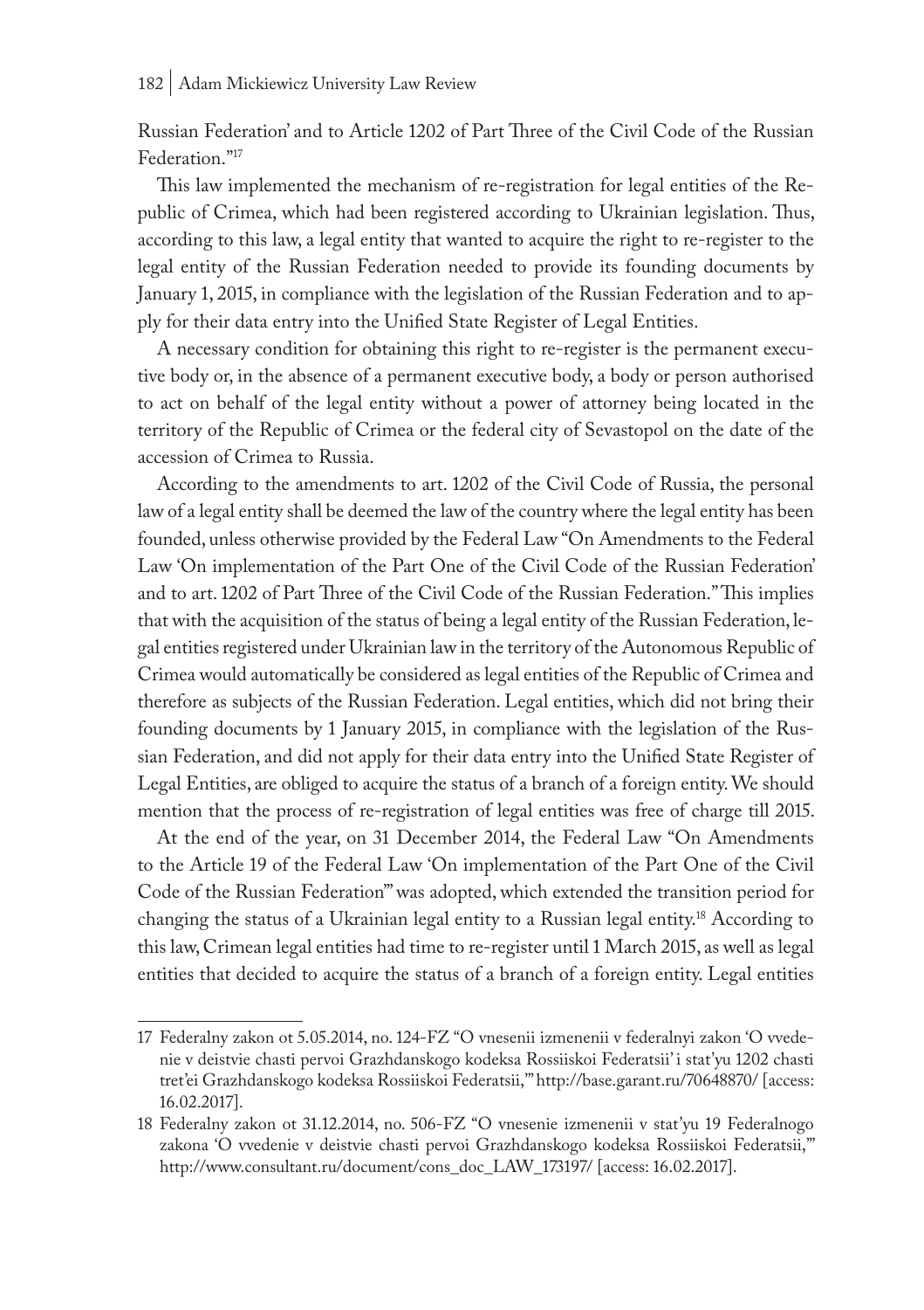Russian Federation' and to Article 1202 of Part Three of the Civil Code of the Russian Federation."[17]

This law implemented the mechanism of re-registration for legal entities of the Republic of Crimea, which had been registered according to Ukrainian legislation. Thus, according to this law, a legal entity that wanted to acquire the right to re-register to the legal entity of the Russian Federation needed to provide its founding documents by January 1, 2015, in compliance with the legislation of the Russian Federation and to apply for their data entry into the Unified State Register of Legal Entities.

A necessary condition for obtaining this right to re-register is the permanent executive body or, in the absence of a permanent executive body, a body or person authorised to act on behalf of the legal entity without a power of attorney being located in the territory of the Republic of Crimea or the federal city of Sevastopol on the date of the accession of Crimea to Russia.

According to the amendments to art. 1202 of the Civil Code of Russia, the personal law of a legal entity shall be deemed the law of the country where the legal entity has been founded, unless otherwise provided by the Federal Law "On Amendments to the Federal Law 'On implementation of the Part One of the Civil Code of the Russian Federation' and to art. 1202 of Part Three of the Civil Code of the Russian Federation." This implies that with the acquisition of the status of being a legal entity of the Russian Federation, legal entities registered under Ukrainian law in the territory of the Autonomous Republic of Crimea would automatically be considered as legal entities of the Republic of Crimea and therefore as subjects of the Russian Federation. Legal entities, which did not bring their founding documents by 1 January 2015, in compliance with the legislation of the Russian Federation, and did not apply for their data entry into the Unified State Register of Legal Entities, are obliged to acquire the status of a branch of a foreign entity. We should mention that the process of re-registration of legal entities was free of charge till 2015.

At the end of the year, on 31 December 2014, the Federal Law "On Amendments to the Article 19 of the Federal Law 'On implementation of the Part One of the Civil Code of the Russian Federation'" was adopted, which extended the transition period for changing the status of a Ukrainian legal entity to a Russian legal entity.[18] According to this law, Crimean legal entities had time to re-register until 1 March 2015, as well as legal entities that decided to acquire the status of a branch of a foreign entity. Legal entities

---

17 Federalny zakon ot 5.05.2014, no. 124-FZ "O vnesenii izmenenii v federalnyi zakon 'O vvedenie v deistvie chasti pervoi Grazhdanskogo kodeksa Rossiiskoi Federatsii' i stat'yu 1202 chasti tret'ei Grazhdanskogo kodeksa Rossiiskoi Federatsii,'" http://base.garant.ru/70648870/ [access: 16.02.2017].

18 Federalny zakon ot 31.12.2014, no. 506-FZ "O vnesenie izmenenii v stat'yu 19 Federalnogo zakona 'O vvedenie v deistvie chasti pervoi Grazhdanskogo kodeksa Rossiiskoi Federatsii,'" http://www.consultant.ru/document/cons_doc_LAW_173197/ [access: 16.02.2017].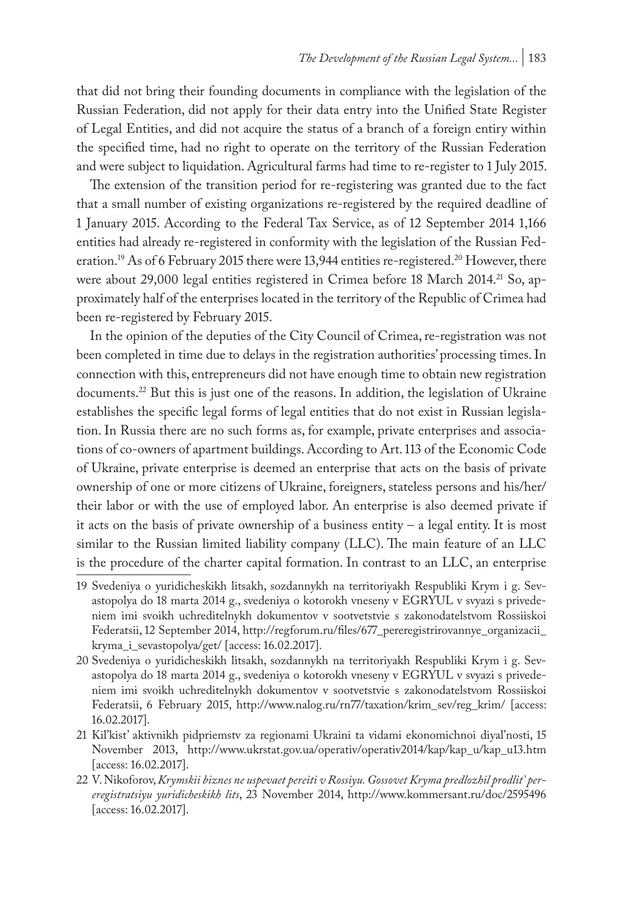that did not bring their founding documents in compliance with the legislation of the Russian Federation, did not apply for their data entry into the Unified State Register of Legal Entities, and did not acquire the status of a branch of a foreign entiry within the specified time, had no right to operate on the territory of the Russian Federation and were subject to liquidation. Agricultural farms had time to re-register to 1 July 2015.

The extension of the transition period for re-registering was granted due to the fact that a small number of existing organizations re-registered by the required deadline of 1 January 2015. According to the Federal Tax Service, as of 12 September 2014 1,166 entities had already re-registered in conformity with the legislation of the Russian Federation.[19] As of 6 February 2015 there were 13,944 entities re-registered.[20] However, there were about 29,000 legal entities registered in Crimea before 18 March 2014.[21] So, approximately half of the enterprises located in the territory of the Republic of Crimea had been re-registered by February 2015.

In the opinion of the deputies of the City Council of Crimea, re-registration was not been completed in time due to delays in the registration authorities' processing times. In connection with this, entrepreneurs did not have enough time to obtain new registration documents.[22] But this is just one of the reasons. In addition, the legislation of Ukraine establishes the specific legal forms of legal entities that do not exist in Russian legislation. In Russia there are no such forms as, for example, private enterprises and associations of co-owners of apartment buildings. According to Art. 113 of the Economic Code of Ukraine, private enterprise is deemed an enterprise that acts on the basis of private ownership of one or more citizens of Ukraine, foreigners, stateless persons and his/her/their labor or with the use of employed labor. An enterprise is also deemed private if it acts on the basis of private ownership of a business entity – a legal entity. It is most similar to the Russian limited liability company (LLC). The main feature of an LLC is the procedure of the charter capital formation. In contrast to an LLC, an enterprise

19 Svedeniya o yuridicheskikh litsakh, sozdannykh na territoriyakh Respubliki Krym i g. Sevastopolya do 18 marta 2014 g., svedeniya o kotorokh vneseny v EGRYUL v svyazi s privedeniem imi svoikh uchreditelnykh dokumentov v sootvetstvie s zakonodatelstvom Rossiiskoi Federatsii, 12 September 2014, http://regforum.ru/files/677_pereregistrirovannye_organizacii_kryma_i_sevastopolya/get/ [access: 16.02.2017].

20 Svedeniya o yuridicheskikh litsakh, sozdannykh na territoriyakh Respubliki Krym i g. Sevastopolya do 18 marta 2014 g., svedeniya o kotorokh vneseny v EGRYUL v svyazi s privedeniem imi svoikh uchreditelnykh dokumentov v sootvetstvie s zakonodatelstvom Rossiiskoi Federatsii, 6 February 2015, http://www.nalog.ru/rn77/taxation/krim_sev/reg_krim/ [access: 16.02.2017].

21 Kil'kist' aktivnikh pidpriemstv za regionami Ukraini ta vidami ekonomichnoi diyal'nosti, 15 November 2013, http://www.ukrstat.gov.ua/operativ/operativ2014/kap/kap_u/kap_u13.htm [access: 16.02.2017].

22 V. Nikoforov, *Krymskii biznes ne uspevaet pereiti v Rossiyu. Gossovet Kryma predlozhil prodlit' pereregistratsiyu yuridicheskikh lits*, 23 November 2014, http://www.kommersant.ru/doc/2595496 [access: 16.02.2017].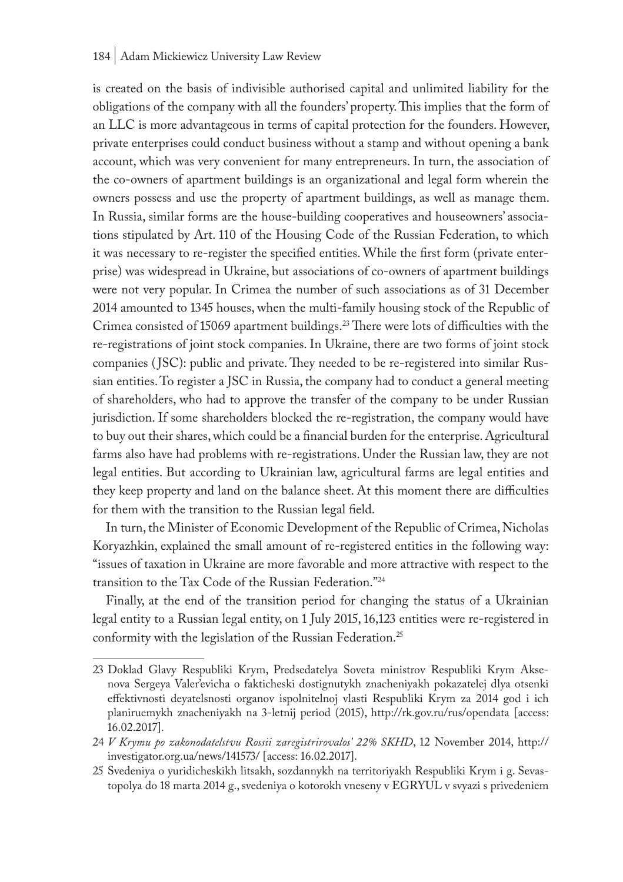is created on the basis of indivisible authorised capital and unlimited liability for the obligations of the company with all the founders' property. This implies that the form of an LLC is more advantageous in terms of capital protection for the founders. However, private enterprises could conduct business without a stamp and without opening a bank account, which was very convenient for many entrepreneurs. In turn, the association of the co-owners of apartment buildings is an organizational and legal form wherein the owners possess and use the property of apartment buildings, as well as manage them. In Russia, similar forms are the house-building cooperatives and houseowners' associations stipulated by Art. 110 of the Housing Code of the Russian Federation, to which it was necessary to re-register the specified entities. While the first form (private enterprise) was widespread in Ukraine, but associations of co-owners of apartment buildings were not very popular. In Crimea the number of such associations as of 31 December 2014 amounted to 1345 houses, when the multi-family housing stock of the Republic of Crimea consisted of 15069 apartment buildings.[23] There were lots of difficulties with the re-registrations of joint stock companies. In Ukraine, there are two forms of joint stock companies (JSC): public and private. They needed to be re-registered into similar Russian entities. To register a JSC in Russia, the company had to conduct a general meeting of shareholders, who had to approve the transfer of the company to be under Russian jurisdiction. If some shareholders blocked the re-registration, the company would have to buy out their shares, which could be a financial burden for the enterprise. Agricultural farms also have had problems with re-registrations. Under the Russian law, they are not legal entities. But according to Ukrainian law, agricultural farms are legal entities and they keep property and land on the balance sheet. At this moment there are difficulties for them with the transition to the Russian legal field.

In turn, the Minister of Economic Development of the Republic of Crimea, Nicholas Koryazhkin, explained the small amount of re-registered entities in the following way: "issues of taxation in Ukraine are more favorable and more attractive with respect to the transition to the Tax Code of the Russian Federation."[24]

Finally, at the end of the transition period for changing the status of a Ukrainian legal entity to a Russian legal entity, on 1 July 2015, 16,123 entities were re-registered in conformity with the legislation of the Russian Federation.[25]

---

23 Doklad Glavy Respubliki Krym, Predsedatelya Soveta ministrov Respubliki Krym Aksenova Sergeya Valer'evicha o fakticheski dostignutykh znacheniyakh pokazatelej dlya otsenki effektivnosti deyatelsnosti organov ispolnitelnoj vlasti Respubliki Krym za 2014 god i ich planiruemykh znacheniyakh na 3-letnij period (2015), http://rk.gov.ru/rus/opendata [access: 16.02.2017].

24 *V Krymu po zakonodatelstvu Rossii zaregistrirovalos' 22% SKHD*, 12 November 2014, http://investigator.org.ua/news/141573/ [access: 16.02.2017].

25 Svedeniya o yuridicheskikh litsakh, sozdannykh na territoriyakh Respubliki Krym i g. Sevastopolya do 18 marta 2014 g., svedeniya o kotorokh vneseny v EGRYUL v svyazi s privedeniem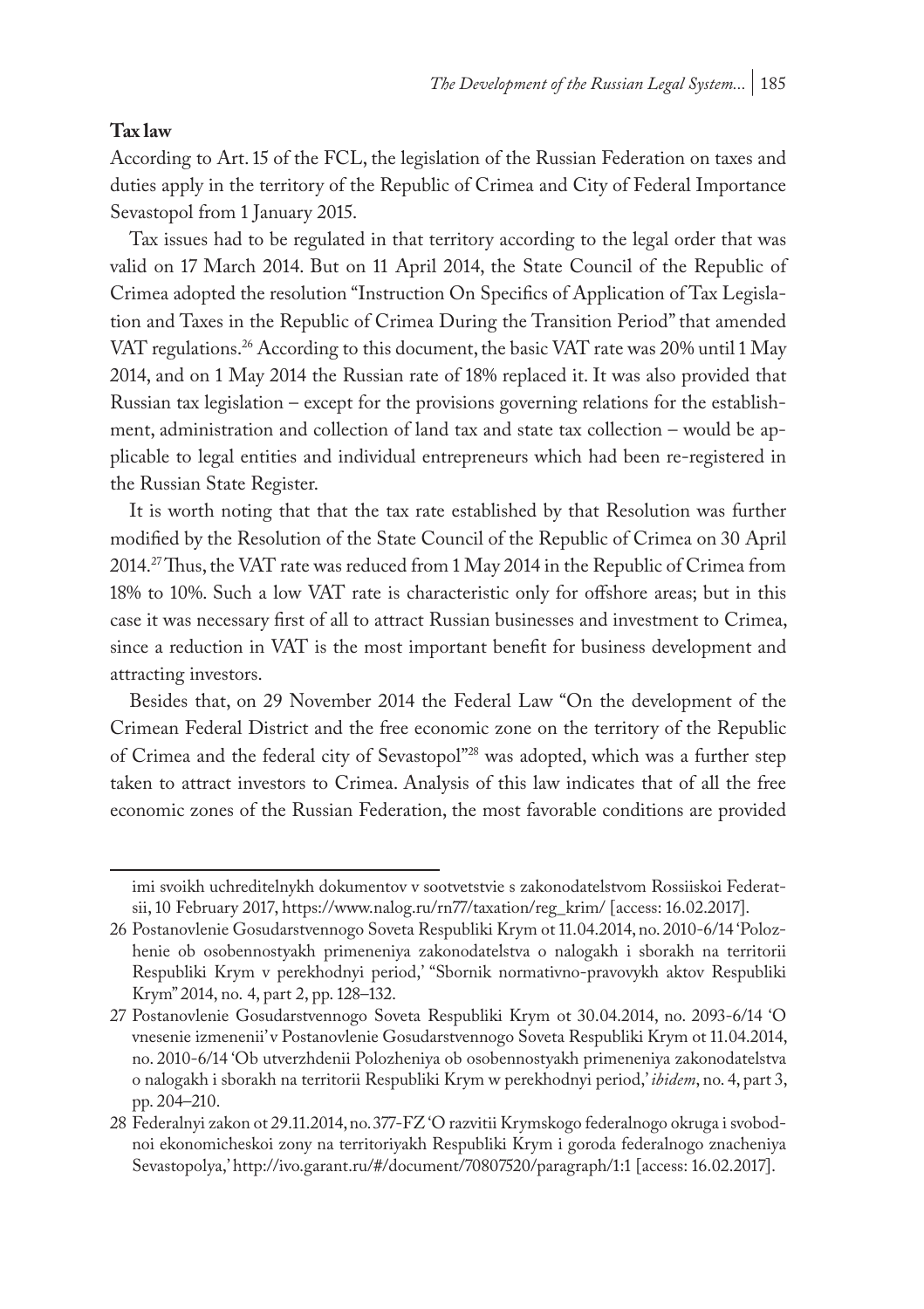**Tax law**

According to Art. 15 of the FCL, the legislation of the Russian Federation on taxes and duties apply in the territory of the Republic of Crimea and City of Federal Importance Sevastopol from 1 January 2015.

Tax issues had to be regulated in that territory according to the legal order that was valid on 17 March 2014. But on 11 April 2014, the State Council of the Republic of Crimea adopted the resolution "Instruction On Specifics of Application of Tax Legislation and Taxes in the Republic of Crimea During the Transition Period" that amended VAT regulations.[26] According to this document, the basic VAT rate was 20% until 1 May 2014, and on 1 May 2014 the Russian rate of 18% replaced it. It was also provided that Russian tax legislation – except for the provisions governing relations for the establishment, administration and collection of land tax and state tax collection – would be applicable to legal entities and individual entrepreneurs which had been re-registered in the Russian State Register.

It is worth noting that that the tax rate established by that Resolution was further modified by the Resolution of the State Council of the Republic of Crimea on 30 April 2014.[27] Thus, the VAT rate was reduced from 1 May 2014 in the Republic of Crimea from 18% to 10%. Such a low VAT rate is characteristic only for offshore areas; but in this case it was necessary first of all to attract Russian businesses and investment to Crimea, since a reduction in VAT is the most important benefit for business development and attracting investors.

Besides that, on 29 November 2014 the Federal Law "On the development of the Crimean Federal District and the free economic zone on the territory of the Republic of Crimea and the federal city of Sevastopol"[28] was adopted, which was a further step taken to attract investors to Crimea. Analysis of this law indicates that of all the free economic zones of the Russian Federation, the most favorable conditions are provided

---

imi svoikh uchreditelnykh dokumentov v sootvetstvie s zakonodatelstvom Rossiiskoi Federatsii, 10 February 2017, https://www.nalog.ru/rn77/taxation/reg_krim/ [access: 16.02.2017].

26 Postanovlenie Gosudarstvennogo Soveta Respubliki Krym ot 11.04.2014, no. 2010-6/14 'Polozhenie ob osobennostyakh primeneniya zakonodatelstva o nalogakh i sborakh na territorii Respubliki Krym v perekhodnyi period,' "Sbornik normativno-pravovykh aktov Respubliki Krym" 2014, no. 4, part 2, pp. 128–132.

27 Postanovlenie Gosudarstvennogo Soveta Respubliki Krym ot 30.04.2014, no. 2093-6/14 'O vnesenie izmenenii' v Postanovlenie Gosudarstvennogo Soveta Respubliki Krym ot 11.04.2014, no. 2010-6/14 'Ob utverzhdenii Polozheniya ob osobennostyakh primeneniya zakonodatelstva o nalogakh i sborakh na territorii Respubliki Krym w perekhodnyi period,' *ibidem*, no. 4, part 3, pp. 204–210.

28 Federalnyi zakon ot 29.11.2014, no. 377-FZ 'O razvitii Krymskogo federalnogo okruga i svobodnoi ekonomicheskoi zony na territoriyakh Respubliki Krym i goroda federalnogo znacheniya Sevastopolya,' http://ivo.garant.ru/#/document/70807520/paragraph/1:1 [access: 16.02.2017].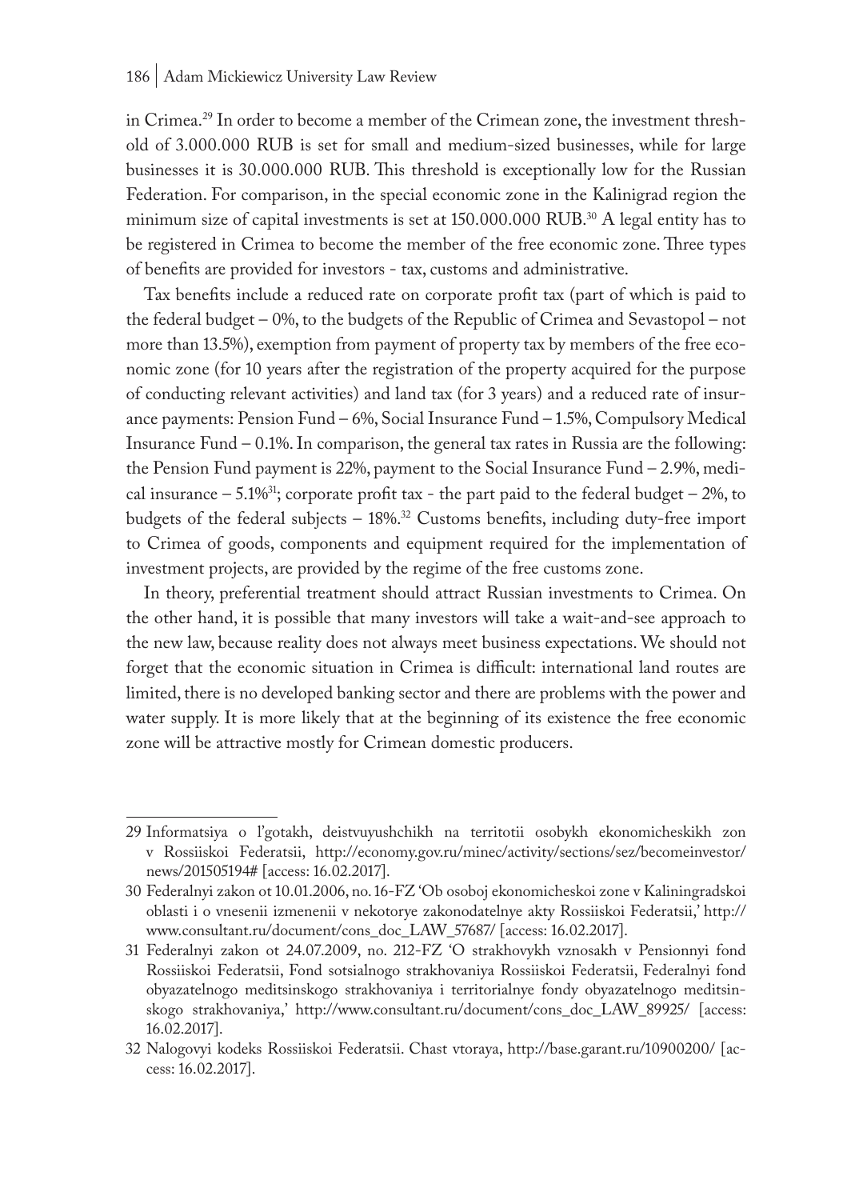in Crimea.[29] In order to become a member of the Crimean zone, the investment threshold of 3.000.000 RUB is set for small and medium-sized businesses, while for large businesses it is 30.000.000 RUB. This threshold is exceptionally low for the Russian Federation. For comparison, in the special economic zone in the Kalinigrad region the minimum size of capital investments is set at 150.000.000 RUB.[30] A legal entity has to be registered in Crimea to become the member of the free economic zone. Three types of benefits are provided for investors - tax, customs and administrative.

Tax benefits include a reduced rate on corporate profit tax (part of which is paid to the federal budget – 0%, to the budgets of the Republic of Crimea and Sevastopol – not more than 13.5%), exemption from payment of property tax by members of the free economic zone (for 10 years after the registration of the property acquired for the purpose of conducting relevant activities) and land tax (for 3 years) and a reduced rate of insurance payments: Pension Fund – 6%, Social Insurance Fund – 1.5%, Compulsory Medical Insurance Fund – 0.1%. In comparison, the general tax rates in Russia are the following: the Pension Fund payment is 22%, payment to the Social Insurance Fund – 2.9%, medical insurance – 5.1%[31]; corporate profit tax - the part paid to the federal budget – 2%, to budgets of the federal subjects – 18%.[32] Customs benefits, including duty-free import to Crimea of goods, components and equipment required for the implementation of investment projects, are provided by the regime of the free customs zone.

In theory, preferential treatment should attract Russian investments to Crimea. On the other hand, it is possible that many investors will take a wait-and-see approach to the new law, because reality does not always meet business expectations. We should not forget that the economic situation in Crimea is difficult: international land routes are limited, there is no developed banking sector and there are problems with the power and water supply. It is more likely that at the beginning of its existence the free economic zone will be attractive mostly for Crimean domestic producers.

---

29 Informatsiya o l'gotakh, deistvuyushchikh na territotii osobykh ekonomicheskikh zon v Rossiiskoi Federatsii, http://economy.gov.ru/minec/activity/sections/sez/becomeinvestor/news/201505194# [access: 16.02.2017].

30 Federalnyi zakon ot 10.01.2006, no. 16-FZ 'Ob osoboj ekonomicheskoi zone v Kaliningradskoi oblasti i o vnesenii izmenenii v nekotorye zakonodatelnye akty Rossiiskoi Federatsii,' http://www.consultant.ru/document/cons_doc_LAW_57687/ [access: 16.02.2017].

31 Federalnyi zakon ot 24.07.2009, no. 212-FZ 'O strakhovykh vznosakh v Pensionnyi fond Rossiiskoi Federatsii, Fond sotsialnogo strakhovaniya Rossiiskoi Federatsii, Federalnyi fond obyazatelnogo meditsinskogo strakhovaniya i territorialnye fondy obyazatelnogo meditsinskogo strakhovaniya,' http://www.consultant.ru/document/cons_doc_LAW_89925/ [access: 16.02.2017].

32 Nalogovyi kodeks Rossiiskoi Federatsii. Chast vtoraya, http://base.garant.ru/10900200/ [access: 16.02.2017].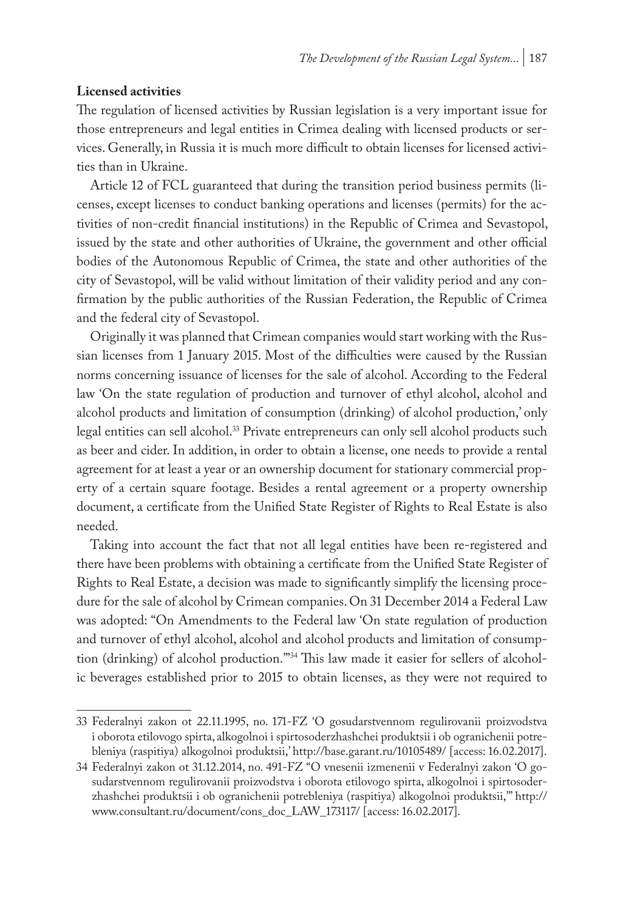**Licensed activities**

The regulation of licensed activities by Russian legislation is a very important issue for those entrepreneurs and legal entities in Crimea dealing with licensed products or services. Generally, in Russia it is much more difficult to obtain licenses for licensed activities than in Ukraine.

Article 12 of FCL guaranteed that during the transition period business permits (licenses, except licenses to conduct banking operations and licenses (permits) for the activities of non-credit financial institutions) in the Republic of Crimea and Sevastopol, issued by the state and other authorities of Ukraine, the government and other official bodies of the Autonomous Republic of Crimea, the state and other authorities of the city of Sevastopol, will be valid without limitation of their validity period and any confirmation by the public authorities of the Russian Federation, the Republic of Crimea and the federal city of Sevastopol.

Originally it was planned that Crimean companies would start working with the Russian licenses from 1 January 2015. Most of the difficulties were caused by the Russian norms concerning issuance of licenses for the sale of alcohol. According to the Federal law 'On the state regulation of production and turnover of ethyl alcohol, alcohol and alcohol products and limitation of consumption (drinking) of alcohol production,' only legal entities can sell alcohol.[33] Private entrepreneurs can only sell alcohol products such as beer and cider. In addition, in order to obtain a license, one needs to provide a rental agreement for at least a year or an ownership document for stationary commercial property of a certain square footage. Besides a rental agreement or a property ownership document, a certificate from the Unified State Register of Rights to Real Estate is also needed.

Taking into account the fact that not all legal entities have been re-registered and there have been problems with obtaining a certificate from the Unified State Register of Rights to Real Estate, a decision was made to significantly simplify the licensing procedure for the sale of alcohol by Crimean companies. On 31 December 2014 a Federal Law was adopted: "On Amendments to the Federal law 'On state regulation of production and turnover of ethyl alcohol, alcohol and alcohol products and limitation of consumption (drinking) of alcohol production.'"[34] This law made it easier for sellers of alcoholic beverages established prior to 2015 to obtain licenses, as they were not required to

---

33 Federalnyi zakon ot 22.11.1995, no. 171-FZ 'O gosudarstvennom regulirovanii proizvodstva i oborota etilovogo spirta, alkogolnoi i spirtosoderzhashchei produktsii i ob ogranichenii potrebleniya (raspitiya) alkogolnoi produktsii,' http://base.garant.ru/10105489/ [access: 16.02.2017].

34 Federalnyi zakon ot 31.12.2014, no. 491-FZ "O vnesenii izmenenii v Federalnyi zakon 'O gosudarstvennom regulirovanii proizvodstva i oborota etilovogo spirta, alkogolnoi i spirtosoderzhashchei produktsii i ob ogranichenii potrebleniya (raspitiya) alkogolnoi produktsii,'" http://www.consultant.ru/document/cons_doc_LAW_173117/ [access: 16.02.2017].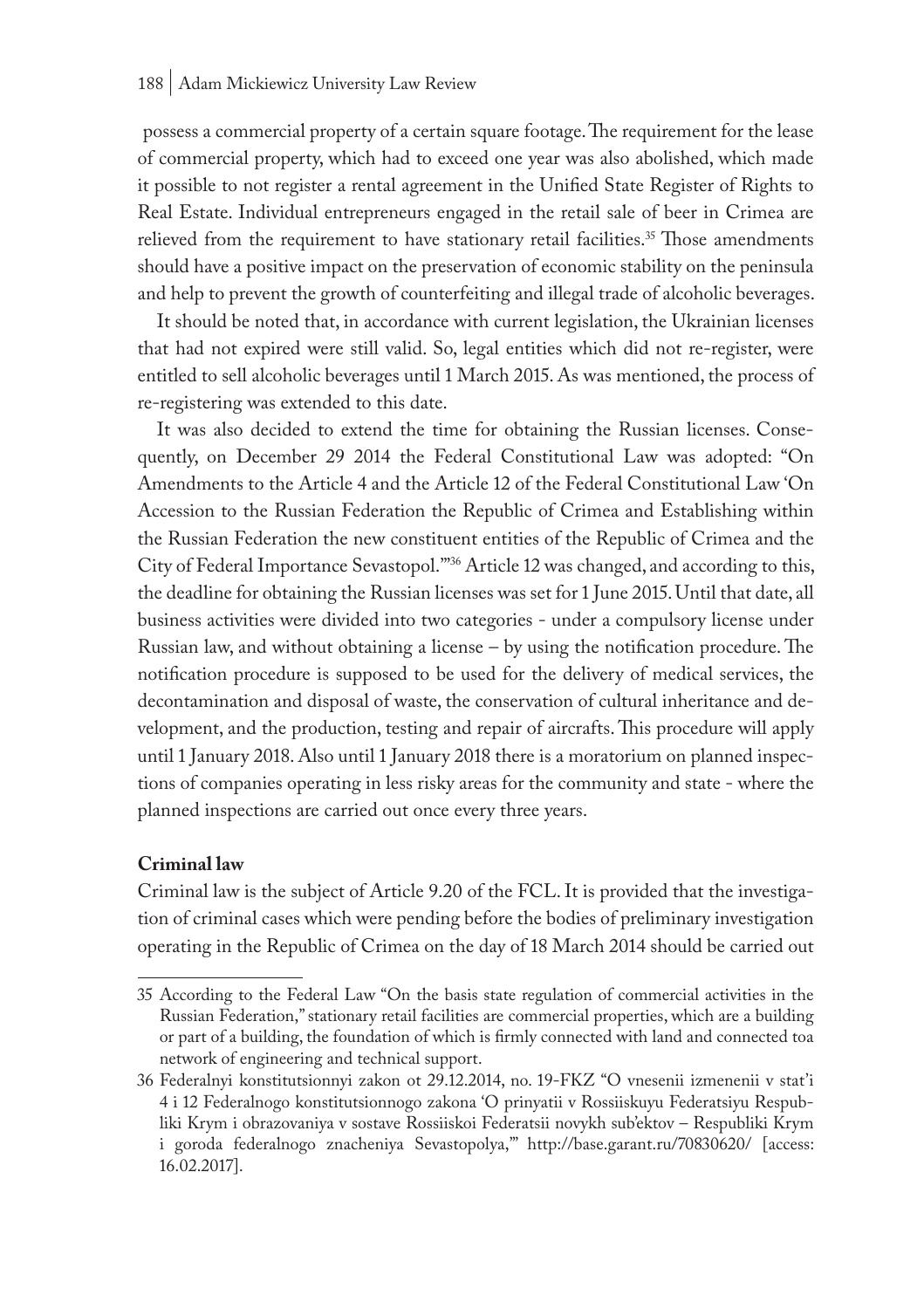possess a commercial property of a certain square footage. The requirement for the lease of commercial property, which had to exceed one year was also abolished, which made it possible to not register a rental agreement in the Unified State Register of Rights to Real Estate. Individual entrepreneurs engaged in the retail sale of beer in Crimea are relieved from the requirement to have stationary retail facilities.[35] Those amendments should have a positive impact on the preservation of economic stability on the peninsula and help to prevent the growth of counterfeiting and illegal trade of alcoholic beverages.

It should be noted that, in accordance with current legislation, the Ukrainian licenses that had not expired were still valid. So, legal entities which did not re-register, were entitled to sell alcoholic beverages until 1 March 2015. As was mentioned, the process of re-registering was extended to this date.

It was also decided to extend the time for obtaining the Russian licenses. Consequently, on December 29 2014 the Federal Constitutional Law was adopted: "On Amendments to the Article 4 and the Article 12 of the Federal Constitutional Law 'On Accession to the Russian Federation the Republic of Crimea and Establishing within the Russian Federation the new constituent entities of the Republic of Crimea and the City of Federal Importance Sevastopol.'"[36] Article 12 was changed, and according to this, the deadline for obtaining the Russian licenses was set for 1 June 2015. Until that date, all business activities were divided into two categories - under a compulsory license under Russian law, and without obtaining a license – by using the notification procedure. The notification procedure is supposed to be used for the delivery of medical services, the decontamination and disposal of waste, the conservation of cultural inheritance and development, and the production, testing and repair of aircrafts. This procedure will apply until 1 January 2018. Also until 1 January 2018 there is a moratorium on planned inspections of companies operating in less risky areas for the community and state - where the planned inspections are carried out once every three years.

**Criminal law**

Criminal law is the subject of Article 9.20 of the FCL. It is provided that the investigation of criminal cases which were pending before the bodies of preliminary investigation operating in the Republic of Crimea on the day of 18 March 2014 should be carried out

---

35 According to the Federal Law "On the basis state regulation of commercial activities in the Russian Federation," stationary retail facilities are commercial properties, which are a building or part of a building, the foundation of which is firmly connected with land and connected toa network of engineering and technical support.

36 Federalnyi konstitutsionnyi zakon ot 29.12.2014, no. 19-FKZ "O vnesenii izmenenii v stat'i 4 i 12 Federalnogo konstitutsionnogo zakona 'O prinyatii v Rossiiskuyu Federatsiyu Respubliki Krym i obrazovaniya v sostave Rossiiskoi Federatsii novykh sub'ektov – Respubliki Krym i goroda federalnogo znacheniya Sevastopolya,'" http://base.garant.ru/70830620/ [access: 16.02.2017].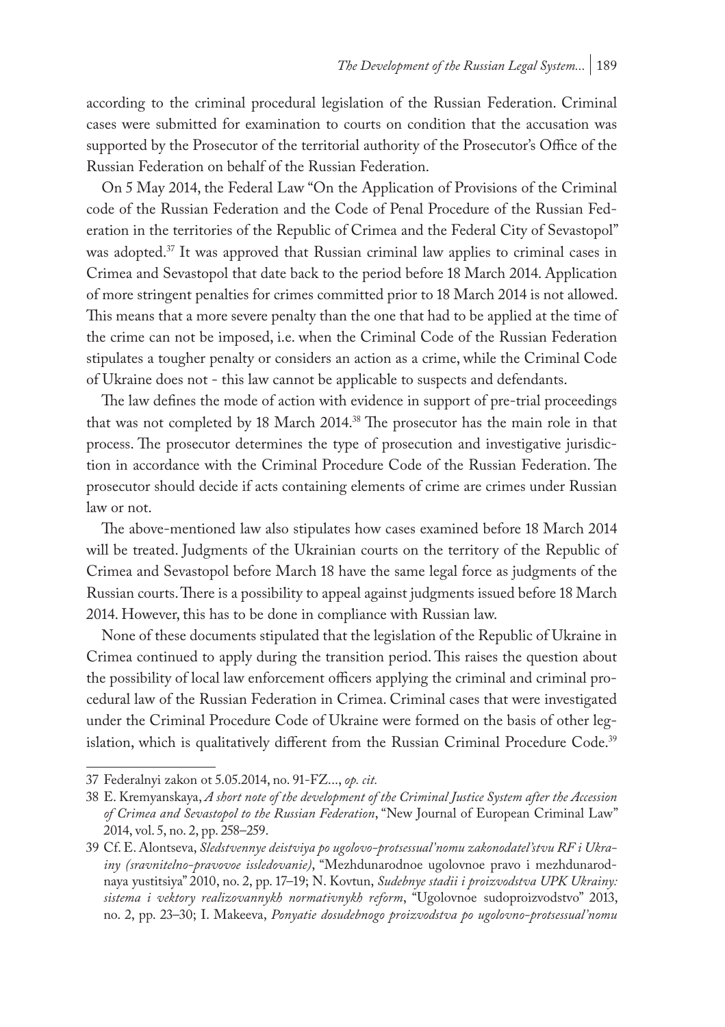according to the criminal procedural legislation of the Russian Federation. Criminal cases were submitted for examination to courts on condition that the accusation was supported by the Prosecutor of the territorial authority of the Prosecutor's Office of the Russian Federation on behalf of the Russian Federation.

On 5 May 2014, the Federal Law "On the Application of Provisions of the Criminal code of the Russian Federation and the Code of Penal Procedure of the Russian Federation in the territories of the Republic of Crimea and the Federal City of Sevastopol" was adopted.[37] It was approved that Russian criminal law applies to criminal cases in Crimea and Sevastopol that date back to the period before 18 March 2014. Application of more stringent penalties for crimes committed prior to 18 March 2014 is not allowed. This means that a more severe penalty than the one that had to be applied at the time of the crime can not be imposed, i.e. when the Criminal Code of the Russian Federation stipulates a tougher penalty or considers an action as a crime, while the Criminal Code of Ukraine does not - this law cannot be applicable to suspects and defendants.

The law defines the mode of action with evidence in support of pre-trial proceedings that was not completed by 18 March 2014.[38] The prosecutor has the main role in that process. The prosecutor determines the type of prosecution and investigative jurisdiction in accordance with the Criminal Procedure Code of the Russian Federation. The prosecutor should decide if acts containing elements of crime are crimes under Russian law or not.

The above-mentioned law also stipulates how cases examined before 18 March 2014 will be treated. Judgments of the Ukrainian courts on the territory of the Republic of Crimea and Sevastopol before March 18 have the same legal force as judgments of the Russian courts. There is a possibility to appeal against judgments issued before 18 March 2014. However, this has to be done in compliance with Russian law.

None of these documents stipulated that the legislation of the Republic of Ukraine in Crimea continued to apply during the transition period. This raises the question about the possibility of local law enforcement officers applying the criminal and criminal procedural law of the Russian Federation in Crimea. Criminal cases that were investigated under the Criminal Procedure Code of Ukraine were formed on the basis of other legislation, which is qualitatively different from the Russian Criminal Procedure Code.[39]

---

37 Federalnyi zakon ot 5.05.2014, no. 91-FZ..., *op. cit.*

38 E. Kremyanskaya, *A short note of the development of the Criminal Justice System after the Accession of Crimea and Sevastopol to the Russian Federation*, "New Journal of European Criminal Law" 2014, vol. 5, no. 2, pp. 258–259.

39 Cf. E. Alontseva, *Sledstvennye deistviya po ugolovo-protsessual'nomu zakonodatel'stvu RF i Ukrainy (sravnitelno-pravovoe issledovanie)*, "Mezhdunarodnoe ugolovnoe pravo i mezhdunarodnaya yustitsiya" 2010, no. 2, pp. 17–19; N. Kovtun, *Sudebnye stadii i proizvodstva UPK Ukrainy: sistema i vektory realizovannykh normativnykh reform*, "Ugolovnoe sudoproizvodstvo" 2013, no. 2, pp. 23–30; I. Makeeva, *Ponyatie dosudebnogo proizvodstva po ugolovno-protsessual'nomu*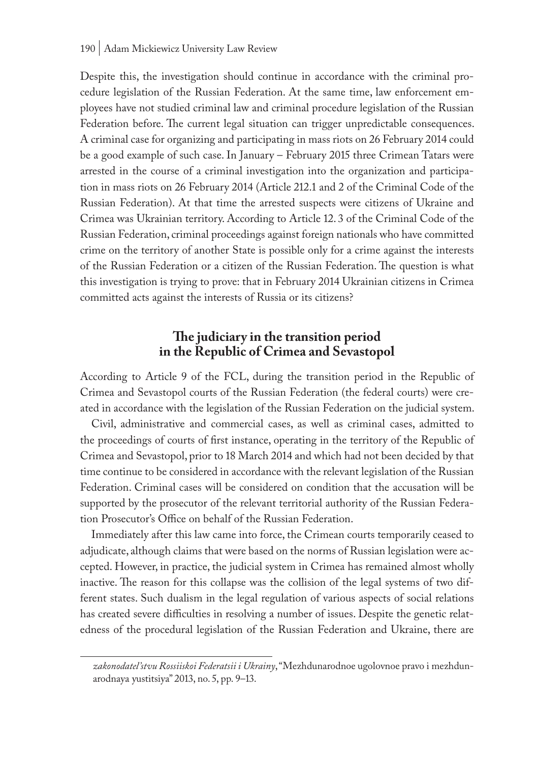Despite this, the investigation should continue in accordance with the criminal procedure legislation of the Russian Federation. At the same time, law enforcement employees have not studied criminal law and criminal procedure legislation of the Russian Federation before. The current legal situation can trigger unpredictable consequences. A criminal case for organizing and participating in mass riots on 26 February 2014 could be a good example of such case. In January – February 2015 three Crimean Tatars were arrested in the course of a criminal investigation into the organization and participation in mass riots on 26 February 2014 (Article 212.1 and 2 of the Criminal Code of the Russian Federation). At that time the arrested suspects were citizens of Ukraine and Crimea was Ukrainian territory. According to Article 12. 3 of the Criminal Code of the Russian Federation, criminal proceedings against foreign nationals who have committed crime on the territory of another State is possible only for a crime against the interests of the Russian Federation or a citizen of the Russian Federation. The question is what this investigation is trying to prove: that in February 2014 Ukrainian citizens in Crimea committed acts against the interests of Russia or its citizens?

## The judiciary in the transition period in the Republic of Crimea and Sevastopol

According to Article 9 of the FCL, during the transition period in the Republic of Crimea and Sevastopol courts of the Russian Federation (the federal courts) were created in accordance with the legislation of the Russian Federation on the judicial system.

Civil, administrative and commercial cases, as well as criminal cases, admitted to the proceedings of courts of first instance, operating in the territory of the Republic of Crimea and Sevastopol, prior to 18 March 2014 and which had not been decided by that time continue to be considered in accordance with the relevant legislation of the Russian Federation. Criminal cases will be considered on condition that the accusation will be supported by the prosecutor of the relevant territorial authority of the Russian Federation Prosecutor's Office on behalf of the Russian Federation.

Immediately after this law came into force, the Crimean courts temporarily ceased to adjudicate, although claims that were based on the norms of Russian legislation were accepted. However, in practice, the judicial system in Crimea has remained almost wholly inactive. The reason for this collapse was the collision of the legal systems of two different states. Such dualism in the legal regulation of various aspects of social relations has created severe difficulties in resolving a number of issues. Despite the genetic relatedness of the procedural legislation of the Russian Federation and Ukraine, there are

*zakonodatel'stvu Rossiiskoi Federatsii i Ukrainy*, "Mezhdunarodnoe ugolovnoe pravo i mezhdunarodnaya yustitsiya" 2013, no. 5, pp. 9–13.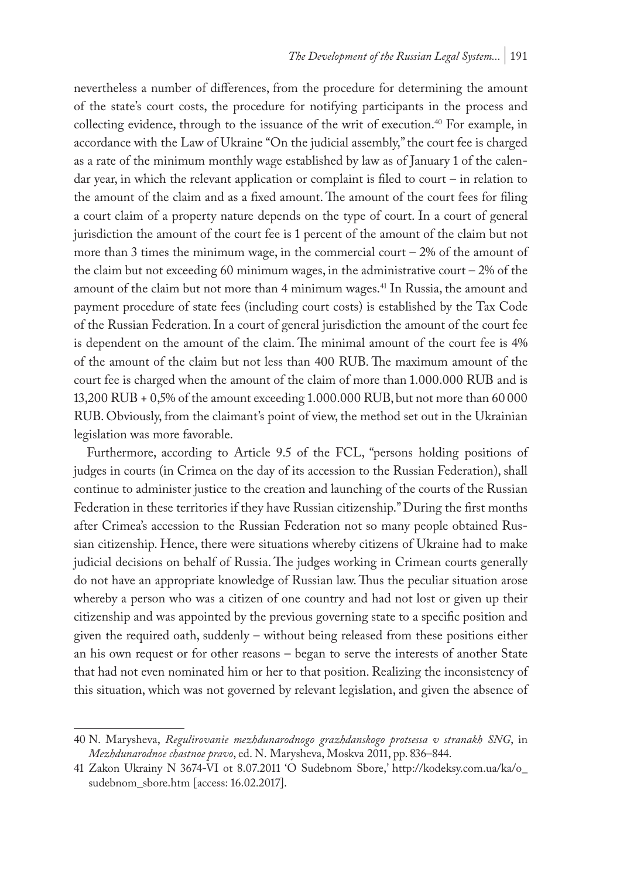nevertheless a number of differences, from the procedure for determining the amount of the state's court costs, the procedure for notifying participants in the process and collecting evidence, through to the issuance of the writ of execution.[40] For example, in accordance with the Law of Ukraine "On the judicial assembly," the court fee is charged as a rate of the minimum monthly wage established by law as of January 1 of the calendar year, in which the relevant application or complaint is filed to court – in relation to the amount of the claim and as a fixed amount. The amount of the court fees for filing a court claim of a property nature depends on the type of court. In a court of general jurisdiction the amount of the court fee is 1 percent of the amount of the claim but not more than 3 times the minimum wage, in the commercial court – 2% of the amount of the claim but not exceeding 60 minimum wages, in the administrative court – 2% of the amount of the claim but not more than 4 minimum wages.[41] In Russia, the amount and payment procedure of state fees (including court costs) is established by the Tax Code of the Russian Federation. In a court of general jurisdiction the amount of the court fee is dependent on the amount of the claim. The minimal amount of the court fee is 4% of the amount of the claim but not less than 400 RUB. The maximum amount of the court fee is charged when the amount of the claim of more than 1.000.000 RUB and is 13,200 RUB + 0,5% of the amount exceeding 1.000.000 RUB, but not more than 60 000 RUB. Obviously, from the claimant's point of view, the method set out in the Ukrainian legislation was more favorable.

Furthermore, according to Article 9.5 of the FCL, "persons holding positions of judges in courts (in Crimea on the day of its accession to the Russian Federation), shall continue to administer justice to the creation and launching of the courts of the Russian Federation in these territories if they have Russian citizenship." During the first months after Crimea's accession to the Russian Federation not so many people obtained Russian citizenship. Hence, there were situations whereby citizens of Ukraine had to make judicial decisions on behalf of Russia. The judges working in Crimean courts generally do not have an appropriate knowledge of Russian law. Thus the peculiar situation arose whereby a person who was a citizen of one country and had not lost or given up their citizenship and was appointed by the previous governing state to a specific position and given the required oath, suddenly – without being released from these positions either an his own request or for other reasons – began to serve the interests of another State that had not even nominated him or her to that position. Realizing the inconsistency of this situation, which was not governed by relevant legislation, and given the absence of

---

40 N. Marysheva, *Regulirovanie mezhdunarodnogo grazhdanskogo protsessa v stranakh SNG*, in *Mezhdunarodnoe chastnoe pravo*, ed. N. Marysheva, Moskva 2011, pp. 836–844.

41 Zakon Ukrainy N 3674-VI ot 8.07.2011 'O Sudebnom Sbore,' http://kodeksy.com.ua/ka/o_sudebnom_sbore.htm [access: 16.02.2017].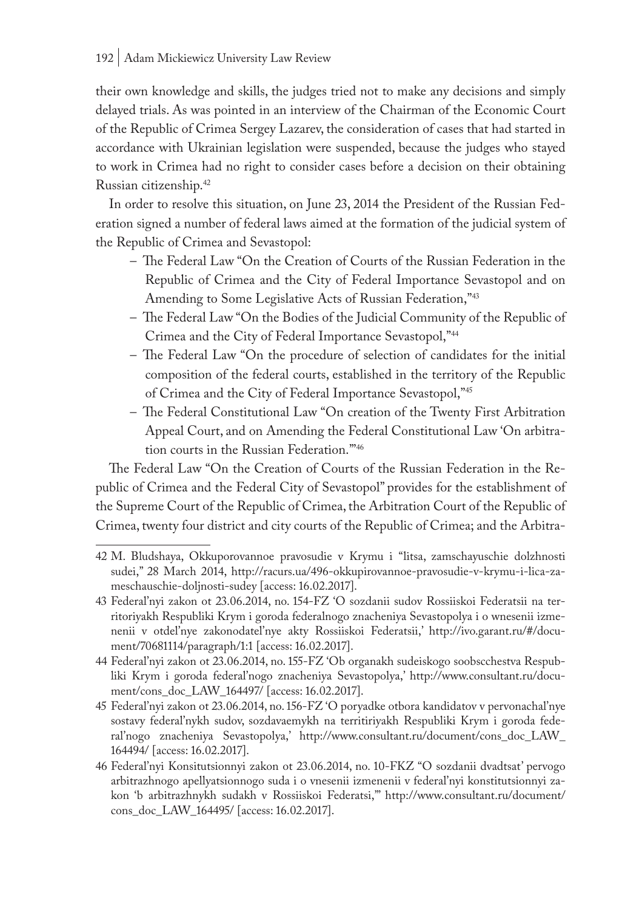their own knowledge and skills, the judges tried not to make any decisions and simply delayed trials. As was pointed in an interview of the Chairman of the Economic Court of the Republic of Crimea Sergey Lazarev, the consideration of cases that had started in accordance with Ukrainian legislation were suspended, because the judges who stayed to work in Crimea had no right to consider cases before a decision on their obtaining Russian citizenship.[42]

In order to resolve this situation, on June 23, 2014 the President of the Russian Federation signed a number of federal laws aimed at the formation of the judicial system of the Republic of Crimea and Sevastopol:

- The Federal Law "On the Creation of Courts of the Russian Federation in the Republic of Crimea and the City of Federal Importance Sevastopol and on Amending to Some Legislative Acts of Russian Federation,"[43]
- The Federal Law "On the Bodies of the Judicial Community of the Republic of Crimea and the City of Federal Importance Sevastopol,"[44]
- The Federal Law "On the procedure of selection of candidates for the initial composition of the federal courts, established in the territory of the Republic of Crimea and the City of Federal Importance Sevastopol,"[45]
- The Federal Constitutional Law "On creation of the Twenty First Arbitration Appeal Court, and on Amending the Federal Constitutional Law 'On arbitration courts in the Russian Federation.'"[46]

The Federal Law "On the Creation of Courts of the Russian Federation in the Republic of Crimea and the Federal City of Sevastopol" provides for the establishment of the Supreme Court of the Republic of Crimea, the Arbitration Court of the Republic of Crimea, twenty four district and city courts of the Republic of Crimea; and the Arbitra-

---

42 M. Bludshaya, Okkuporovannoe pravosudie v Krymu i "litsa, zamschayuschie dolzhnosti sudei," 28 March 2014, http://racurs.ua/496-okkupirovannoe-pravosudie-v-krymu-i-lica-zameschauschie-doljnosti-sudey [access: 16.02.2017].

43 Federal'nyi zakon ot 23.06.2014, no. 154-FZ 'O sozdanii sudov Rossiiskoi Federatsii na territoriyakh Respubliki Krym i goroda federalnogo znacheniya Sevastopolya i o vnesenii izmenenii v otdel'nye zakonodatel'nye akty Rossiiskoi Federatsii,' http://ivo.garant.ru/#/document/70681114/paragraph/1:1 [access: 16.02.2017].

44 Federal'nyi zakon ot 23.06.2014, no. 155-FZ 'Ob organakh sudeiskogo soobscchestva Respubliki Krym i goroda federal'nogo znacheniya Sevastopolya,' http://www.consultant.ru/document/cons_doc_LAW_164497/ [access: 16.02.2017].

45 Federal'nyi zakon ot 23.06.2014, no. 156-FZ 'O poryadke otbora kandidatov v pervonachal'nye sostavy federal'nykh sudov, sozdavaemykh na territiriyakh Respubliki Krym i goroda federal'nogo znacheniya Sevastopolya,' http://www.consultant.ru/document/cons_doc_LAW_164494/ [access: 16.02.2017].

46 Federal'nyi Konsitutsionnyi zakon ot 23.06.2014, no. 10-FKZ "O sozdanii dvadtsat' pervogo arbitrazhnogo apellyatsionnogo suda i o vnesenii izmenenii v federal'nyi konstitutsionnyi zakon 'b arbitrazhnykh sudakh v Rossiiskoi Federatsi,'" http://www.consultant.ru/document/cons_doc_LAW_164495/ [access: 16.02.2017].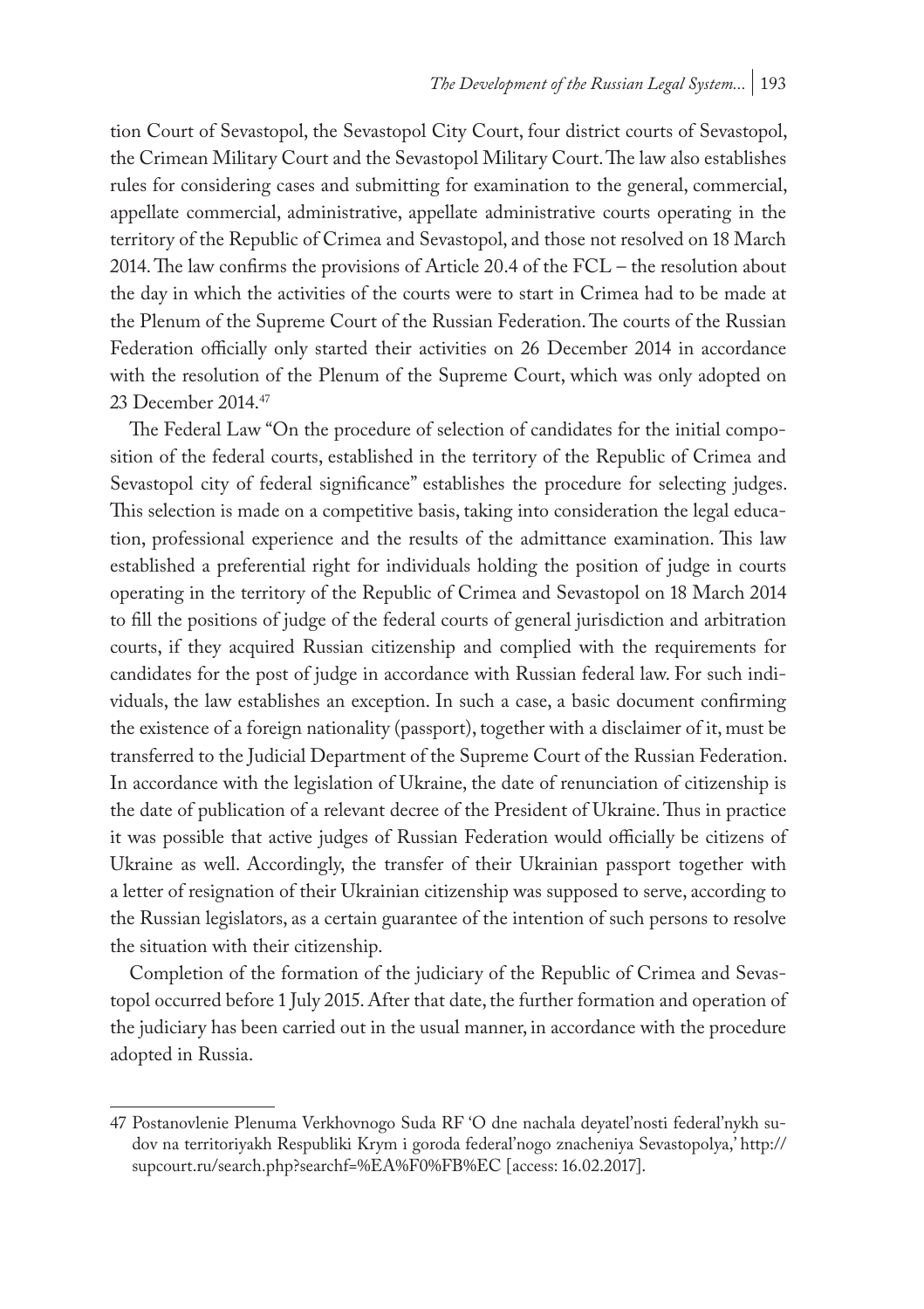tion Court of Sevastopol, the Sevastopol City Court, four district courts of Sevastopol, the Crimean Military Court and the Sevastopol Military Court. The law also establishes rules for considering cases and submitting for examination to the general, commercial, appellate commercial, administrative, appellate administrative courts operating in the territory of the Republic of Crimea and Sevastopol, and those not resolved on 18 March 2014. The law confirms the provisions of Article 20.4 of the FCL – the resolution about the day in which the activities of the courts were to start in Crimea had to be made at the Plenum of the Supreme Court of the Russian Federation. The courts of the Russian Federation officially only started their activities on 26 December 2014 in accordance with the resolution of the Plenum of the Supreme Court, which was only adopted on 23 December 2014.[47]

The Federal Law "On the procedure of selection of candidates for the initial composition of the federal courts, established in the territory of the Republic of Crimea and Sevastopol city of federal significance" establishes the procedure for selecting judges. This selection is made on a competitive basis, taking into consideration the legal education, professional experience and the results of the admittance examination. This law established a preferential right for individuals holding the position of judge in courts operating in the territory of the Republic of Crimea and Sevastopol on 18 March 2014 to fill the positions of judge of the federal courts of general jurisdiction and arbitration courts, if they acquired Russian citizenship and complied with the requirements for candidates for the post of judge in accordance with Russian federal law. For such individuals, the law establishes an exception. In such a case, a basic document confirming the existence of a foreign nationality (passport), together with a disclaimer of it, must be transferred to the Judicial Department of the Supreme Court of the Russian Federation. In accordance with the legislation of Ukraine, the date of renunciation of citizenship is the date of publication of a relevant decree of the President of Ukraine. Thus in practice it was possible that active judges of Russian Federation would officially be citizens of Ukraine as well. Accordingly, the transfer of their Ukrainian passport together with a letter of resignation of their Ukrainian citizenship was supposed to serve, according to the Russian legislators, as a certain guarantee of the intention of such persons to resolve the situation with their citizenship.

Completion of the formation of the judiciary of the Republic of Crimea and Sevastopol occurred before 1 July 2015. After that date, the further formation and operation of the judiciary has been carried out in the usual manner, in accordance with the procedure adopted in Russia.

---

47 Postanovlenie Plenuma Verkhovnogo Suda RF 'O dne nachala deyatel'nosti federal'nykh sudov na territoriyakh Respubliki Krym i goroda federal'nogo znacheniya Sevastopolya,' http://supcourt.ru/search.php?searchf=%EA%F0%FB%EC [access: 16.02.2017].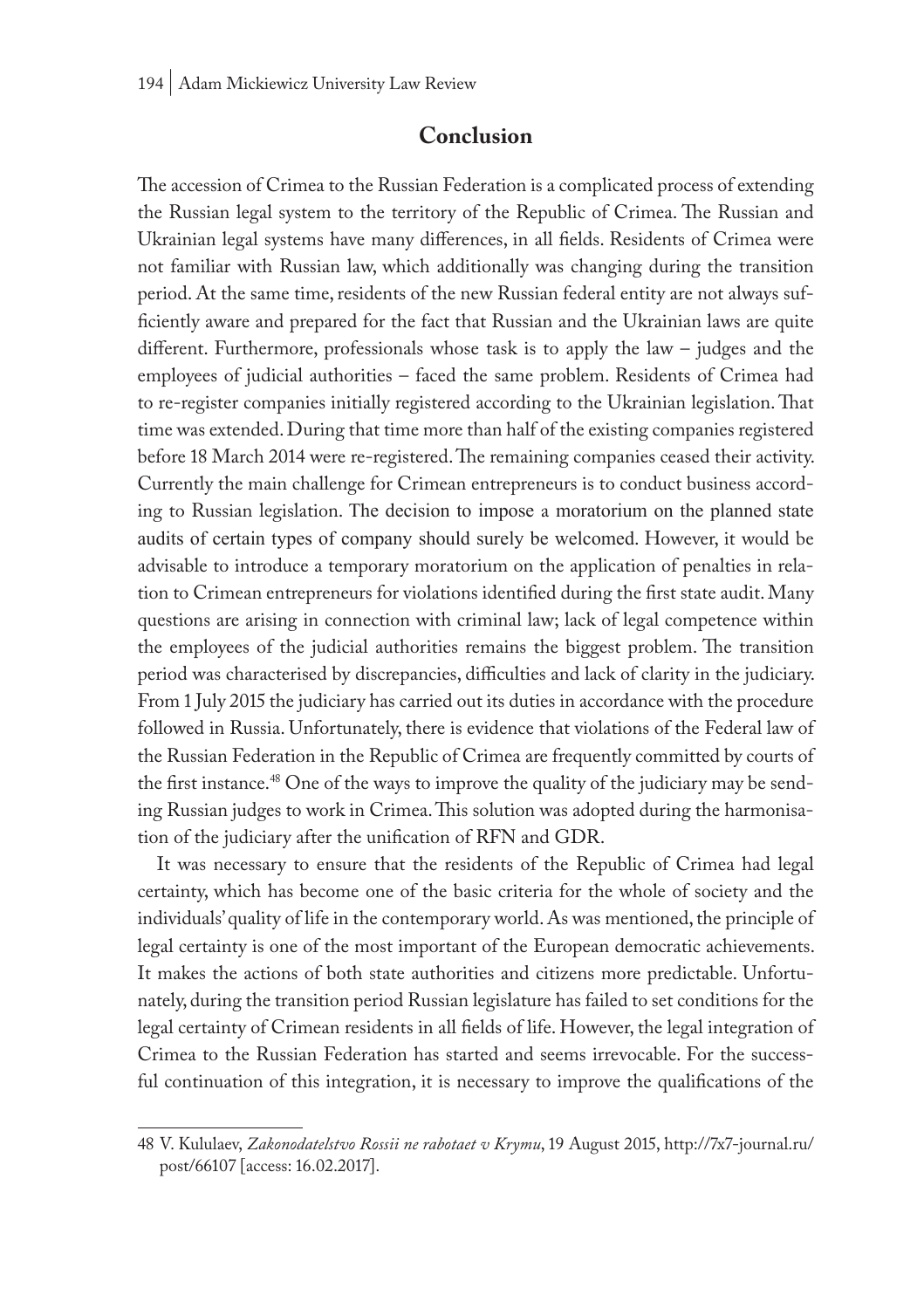## Conclusion

The accession of Crimea to the Russian Federation is a complicated process of extending the Russian legal system to the territory of the Republic of Crimea. The Russian and Ukrainian legal systems have many differences, in all fields. Residents of Crimea were not familiar with Russian law, which additionally was changing during the transition period. At the same time, residents of the new Russian federal entity are not always sufficiently aware and prepared for the fact that Russian and the Ukrainian laws are quite different. Furthermore, professionals whose task is to apply the law – judges and the employees of judicial authorities – faced the same problem. Residents of Crimea had to re-register companies initially registered according to the Ukrainian legislation. That time was extended. During that time more than half of the existing companies registered before 18 March 2014 were re-registered. The remaining companies ceased their activity. Currently the main challenge for Crimean entrepreneurs is to conduct business according to Russian legislation. The decision to impose a moratorium on the planned state audits of certain types of company should surely be welcomed. However, it would be advisable to introduce a temporary moratorium on the application of penalties in relation to Crimean entrepreneurs for violations identified during the first state audit. Many questions are arising in connection with criminal law; lack of legal competence within the employees of the judicial authorities remains the biggest problem. The transition period was characterised by discrepancies, difficulties and lack of clarity in the judiciary. From 1 July 2015 the judiciary has carried out its duties in accordance with the procedure followed in Russia. Unfortunately, there is evidence that violations of the Federal law of the Russian Federation in the Republic of Crimea are frequently committed by courts of the first instance.[48] One of the ways to improve the quality of the judiciary may be sending Russian judges to work in Crimea. This solution was adopted during the harmonisation of the judiciary after the unification of RFN and GDR.

It was necessary to ensure that the residents of the Republic of Crimea had legal certainty, which has become one of the basic criteria for the whole of society and the individuals' quality of life in the contemporary world. As was mentioned, the principle of legal certainty is one of the most important of the European democratic achievements. It makes the actions of both state authorities and citizens more predictable. Unfortunately, during the transition period Russian legislature has failed to set conditions for the legal certainty of Crimean residents in all fields of life. However, the legal integration of Crimea to the Russian Federation has started and seems irrevocable. For the successful continuation of this integration, it is necessary to improve the qualifications of the

---

48 V. Kululaev, *Zakonodatelstvo Rossii ne rabotaet v Krymu*, 19 August 2015, http://7x7-journal.ru/post/66107 [access: 16.02.2017].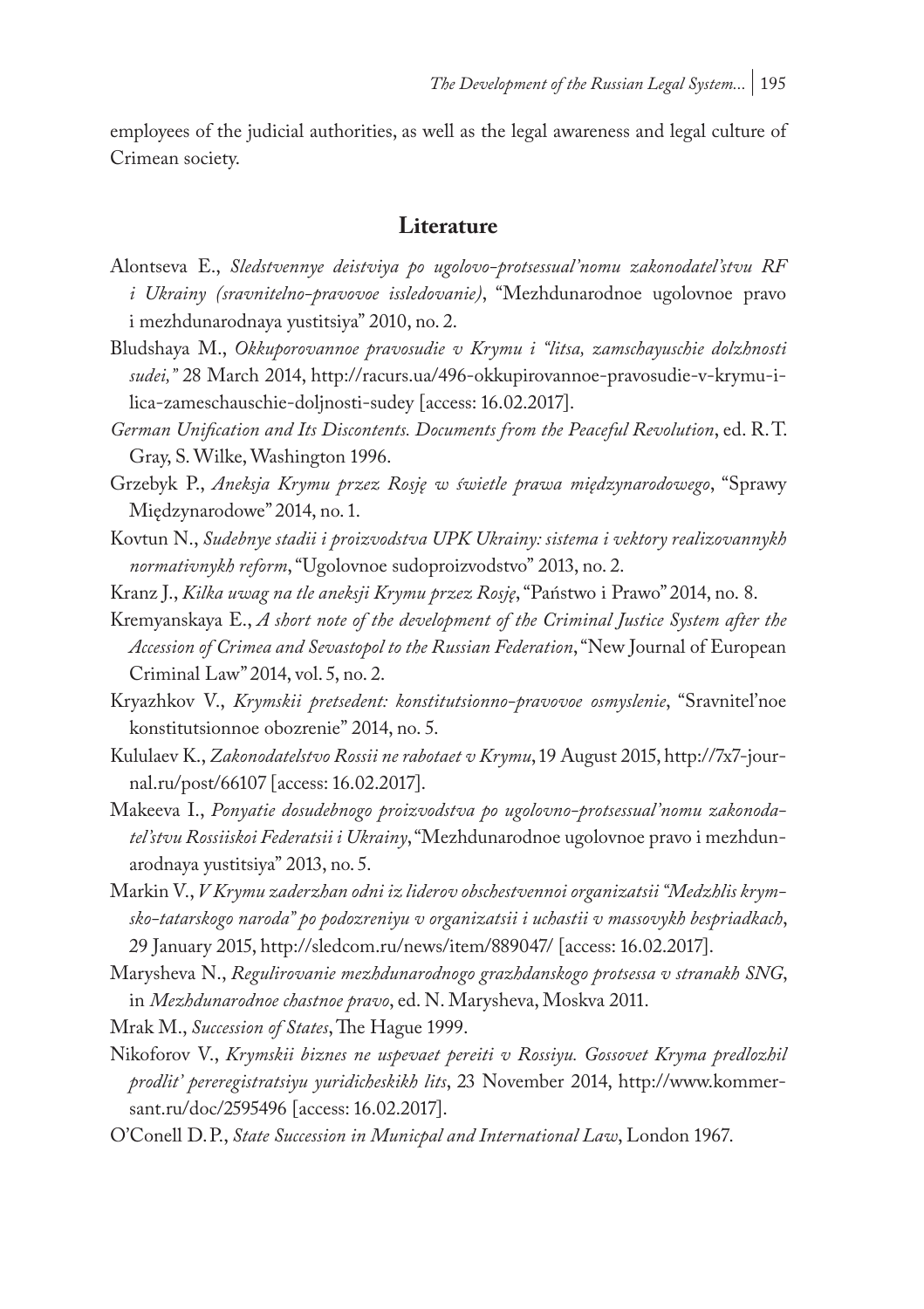employees of the judicial authorities, as well as the legal awareness and legal culture of Crimean society.

## Literature

Alontseva E., *Sledstvennye deistviya po ugolovo-protsessual'nomu zakonodatel'stvu RF i Ukrainy (sravnitelno-pravovoe issledovanie)*, "Mezhdunarodnoe ugolovnoe pravo i mezhdunarodnaya yustitsiya" 2010, no. 2.

Bludshaya M., *Okkuporovannoe pravosudie v Krymu i "litsa, zamschayuschie dolzhnosti sudei,"* 28 March 2014, http://racurs.ua/496-okkupirovannoe-pravosudie-v-krymu-i-lica-zameschauschie-doljnosti-sudey [access: 16.02.2017].

*German Unification and Its Discontents. Documents from the Peaceful Revolution*, ed. R.T. Gray, S. Wilke, Washington 1996.

Grzebyk P., *Aneksja Krymu przez Rosję w świetle prawa międzynarodowego*, "Sprawy Międzynarodowe" 2014, no. 1.

Kovtun N., *Sudebnye stadii i proizvodstva UPK Ukrainy: sistema i vektory realizovannykh normativnykh reform*, "Ugolovnoe sudoproizvodstvo" 2013, no. 2.

Kranz J., *Kilka uwag na tle aneksji Krymu przez Rosję*, "Państwo i Prawo" 2014, no. 8.

Kremyanskaya E., *A short note of the development of the Criminal Justice System after the Accession of Crimea and Sevastopol to the Russian Federation*, "New Journal of European Criminal Law" 2014, vol. 5, no. 2.

Kryazhkov V., *Krymskii pretsedent: konstitutsionno-pravovoe osmyslenie*, "Sravnitel'noe konstitutsionnoe obozrenie" 2014, no. 5.

Kululaev K., *Zakonodatelstvo Rossii ne rabotaet v Krymu*, 19 August 2015, http://7x7-journal.ru/post/66107 [access: 16.02.2017].

Makeeva I., *Ponyatie dosudebnogo proizvodstva po ugolovno-protsessual'nomu zakonodatel'stvu Rossiiskoi Federatsii i Ukrainy*, "Mezhdunarodnoe ugolovnoe pravo i mezhdunarodnaya yustitsiya" 2013, no. 5.

Markin V., *V Krymu zaderzhan odni iz liderov obschestvennoi organizatsii "Medzhlis krymsko-tatarskogo naroda" po podozreniyu v organizatsii i uchastii v massovykh bespriadkach*, 29 January 2015, http://sledcom.ru/news/item/889047/ [access: 16.02.2017].

Marysheva N., *Regulirovanie mezhdunarodnogo grazhdanskogo protsessa v stranakh SNG*, in *Mezhdunarodnoe chastnoe pravo*, ed. N. Marysheva, Moskva 2011.

Mrak M., *Succession of States*, The Hague 1999.

Nikoforov V., *Krymskii biznes ne uspevaet pereiti v Rossiyu. Gossovet Kryma predlozhil prodlit' pereregistratsiyu yuridicheskikh lits*, 23 November 2014, http://www.kommersant.ru/doc/2595496 [access: 16.02.2017].

O'Conell D.P., *State Succession in Municpal and International Law*, London 1967.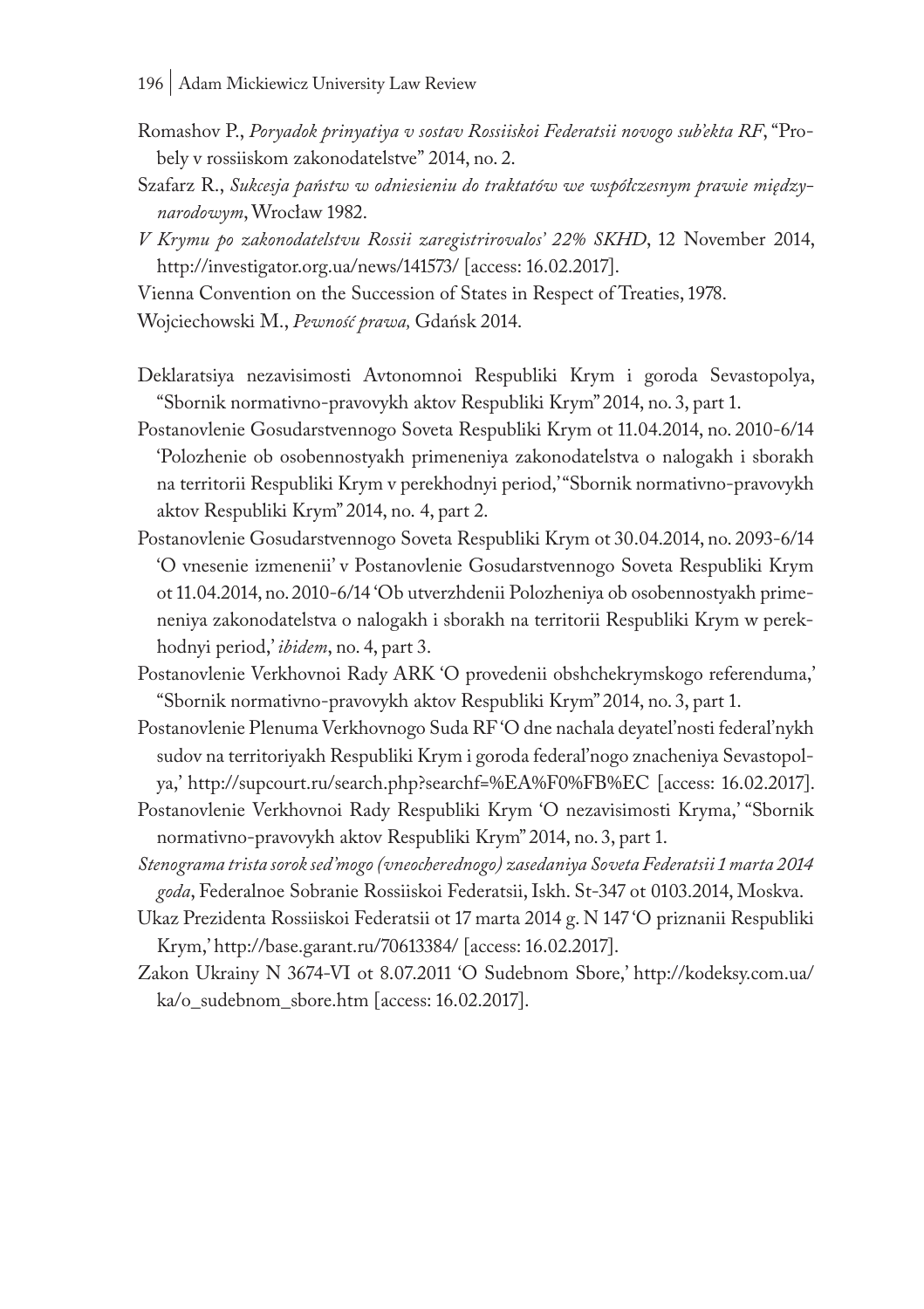Romashov P., *Poryadok prinyatiya v sostav Rossiiskoi Federatsii novogo sub'ekta RF*, "Probely v rossiiskom zakonodatelstve" 2014, no. 2.

Szafarz R., *Sukcesja państw w odniesieniu do traktatów we współczesnym prawie międzynarodowym*, Wrocław 1982.

*V Krymu po zakonodatelstvu Rossii zaregistrirovalos' 22% SKHD*, 12 November 2014, http://investigator.org.ua/news/141573/ [access: 16.02.2017].

Vienna Convention on the Succession of States in Respect of Treaties, 1978.

Wojciechowski M., *Pewność prawa,* Gdańsk 2014.

Deklaratsiya nezavisimosti Avtonomnoi Respubliki Krym i goroda Sevastopolya, "Sbornik normativno-pravovykh aktov Respubliki Krym" 2014, no. 3, part 1.

Postanovlenie Gosudarstvennogo Soveta Respubliki Krym ot 11.04.2014, no. 2010-6/14 'Polozhenie ob osobennostyakh primeneniya zakonodatelstva o nalogakh i sborakh na territorii Respubliki Krym v perekhodnyi period,' "Sbornik normativno-pravovykh aktov Respubliki Krym" 2014, no. 4, part 2.

Postanovlenie Gosudarstvennogo Soveta Respubliki Krym ot 30.04.2014, no. 2093-6/14 'O vnesenie izmenenii' v Postanovlenie Gosudarstvennogo Soveta Respubliki Krym ot 11.04.2014, no. 2010-6/14 'Ob utverzhdenii Polozheniya ob osobennostyakh primeneniya zakonodatelstva o nalogakh i sborakh na territorii Respubliki Krym w perekhodnyi period,' *ibidem*, no. 4, part 3.

Postanovlenie Verkhovnoi Rady ARK 'O provedenii obshchekrymskogo referenduma,' "Sbornik normativno-pravovykh aktov Respubliki Krym" 2014, no. 3, part 1.

Postanovlenie Plenuma Verkhovnogo Suda RF 'O dne nachala deyatel'nosti federal'nykh sudov na territoriyakh Respubliki Krym i goroda federal'nogo znacheniya Sevastopolya,' http://supcourt.ru/search.php?searchf=%EA%F0%FB%EC [access: 16.02.2017].

Postanovlenie Verkhovnoi Rady Respubliki Krym 'O nezavisimosti Kryma,' "Sbornik normativno-pravovykh aktov Respubliki Krym" 2014, no. 3, part 1.

*Stenograma trista sorok sed'mogo (vneocherednogo) zasedaniya Soveta Federatsii 1 marta 2014 goda*, Federalnoe Sobranie Rossiiskoi Federatsii, Iskh. St-347 ot 0103.2014, Moskva.

Ukaz Prezidenta Rossiiskoi Federatsii ot 17 marta 2014 g. N 147 'O priznanii Respubliki Krym,' http://base.garant.ru/70613384/ [access: 16.02.2017].

Zakon Ukrainy N 3674-VI ot 8.07.2011 'O Sudebnom Sbore,' http://kodeksy.com.ua/ka/o_sudebnom_sbore.htm [access: 16.02.2017].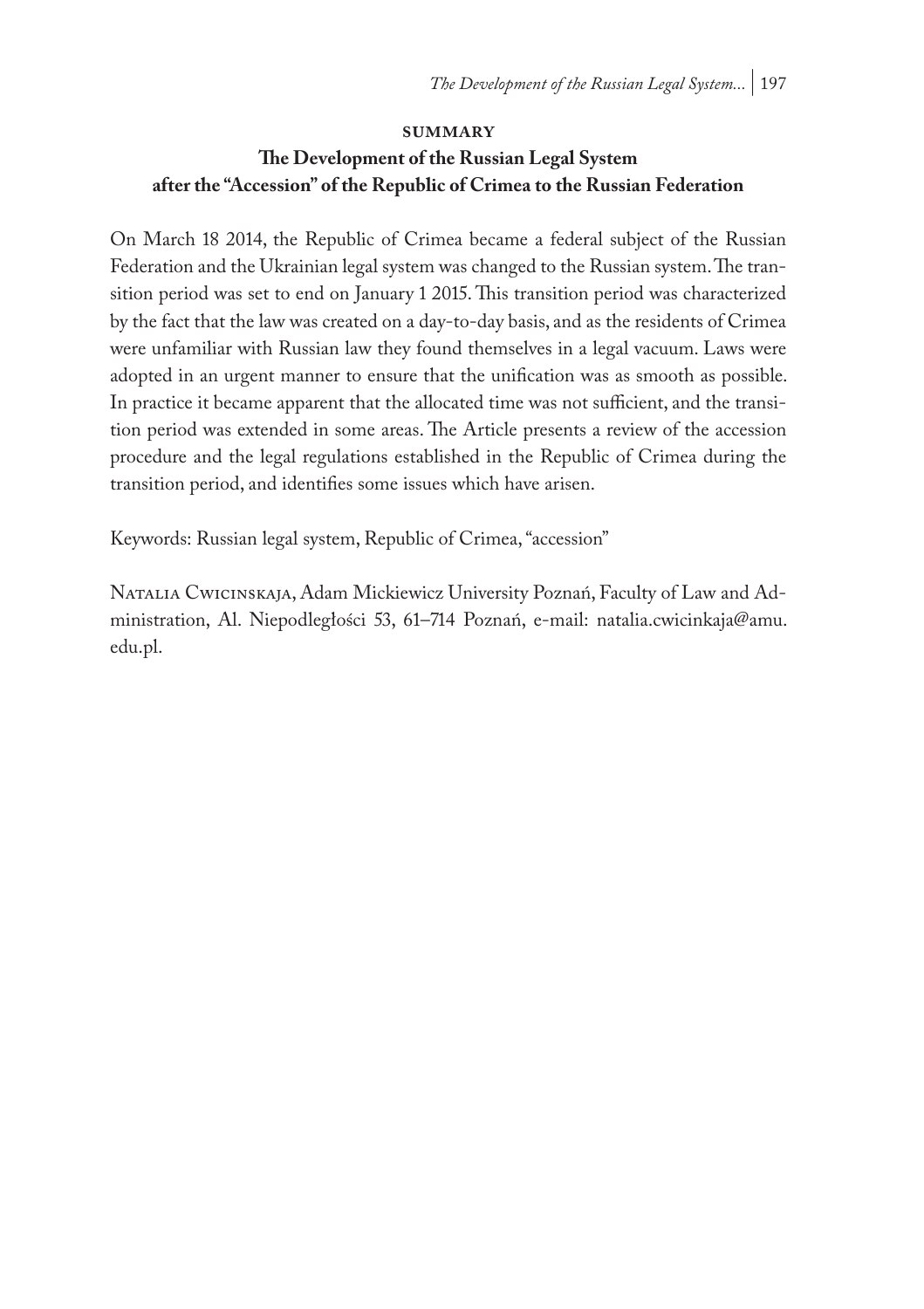## SUMMARY

### The Development of the Russian Legal System after the "Accession" of the Republic of Crimea to the Russian Federation

On March 18 2014, the Republic of Crimea became a federal subject of the Russian Federation and the Ukrainian legal system was changed to the Russian system. The transition period was set to end on January 1 2015. This transition period was characterized by the fact that the law was created on a day-to-day basis, and as the residents of Crimea were unfamiliar with Russian law they found themselves in a legal vacuum. Laws were adopted in an urgent manner to ensure that the unification was as smooth as possible. In practice it became apparent that the allocated time was not sufficient, and the transition period was extended in some areas. The Article presents a review of the accession procedure and the legal regulations established in the Republic of Crimea during the transition period, and identifies some issues which have arisen.

Keywords: Russian legal system, Republic of Crimea, "accession"

Natalia Cwicinskaja, Adam Mickiewicz University Poznań, Faculty of Law and Administration, Al. Niepodległości 53, 61–714 Poznań, e-mail: natalia.cwicinkaja@amu.edu.pl.